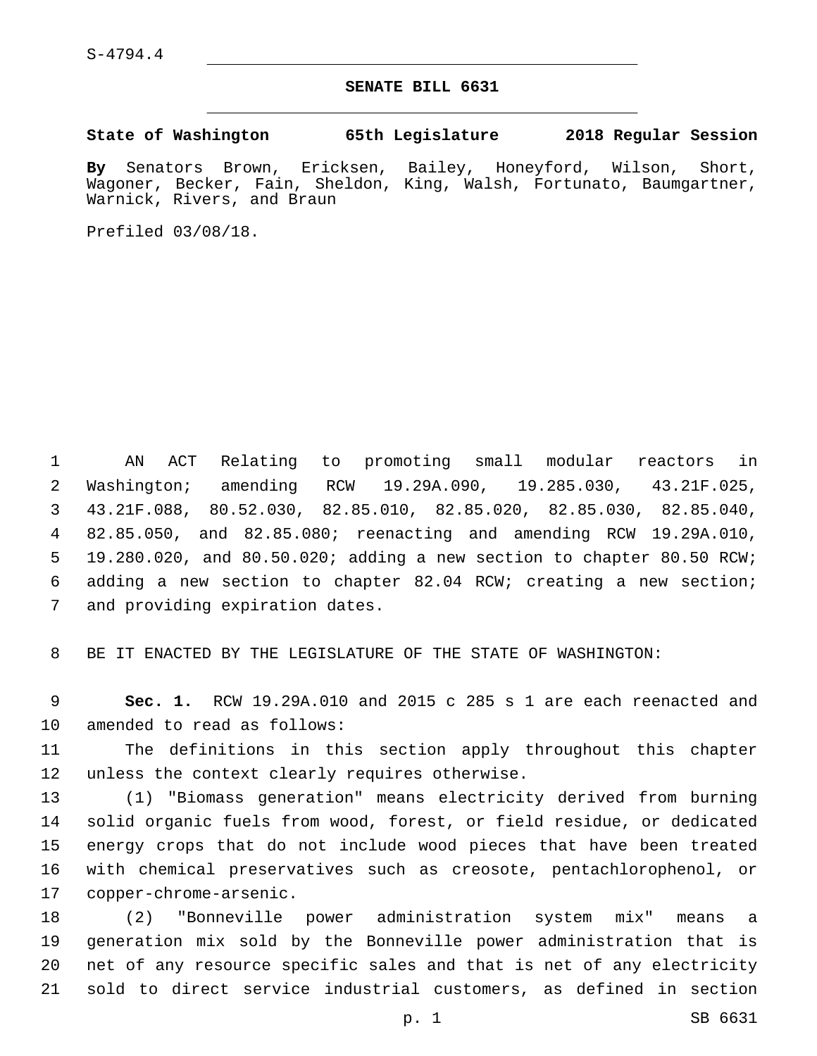S-4794.4

# SENATE BILL 6631

**State of Washington 65th Legislature 2018 Regular Session**

**By** Senators Brown, Ericksen, Bailey, Honeyford, Wilson, Short, Wagoner, Becker, Fain, Sheldon, King, Walsh, Fortunato, Baumgartner, Warnick, Rivers, and Braun

Prefiled 03/08/18.

AN ACT Relating to promoting small modular reactors in Washington; amending RCW 19.29A.090, 19.285.030, 43.21F.025, 43.21F.088, 80.52.030, 82.85.010, 82.85.020, 82.85.030, 82.85.040, 82.85.050, and 82.85.080; reenacting and amending RCW 19.29A.010, 19.280.020, and 80.50.020; adding a new section to chapter 80.50 RCW; adding a new section to chapter 82.04 RCW; creating a new section; and providing expiration dates.

BE IT ENACTED BY THE LEGISLATURE OF THE STATE OF WASHINGTON:

**Sec. 1.** RCW 19.29A.010 and 2015 c 285 s 1 are each reenacted and amended to read as follows:

The definitions in this section apply throughout this chapter unless the context clearly requires otherwise.

(1) "Biomass generation" means electricity derived from burning solid organic fuels from wood, forest, or field residue, or dedicated energy crops that do not include wood pieces that have been treated with chemical preservatives such as creosote, pentachlorophenol, or copper-chrome-arsenic.

(2) "Bonneville power administration system mix" means a generation mix sold by the Bonneville power administration that is net of any resource specific sales and that is net of any electricity sold to direct service industrial customers, as defined in section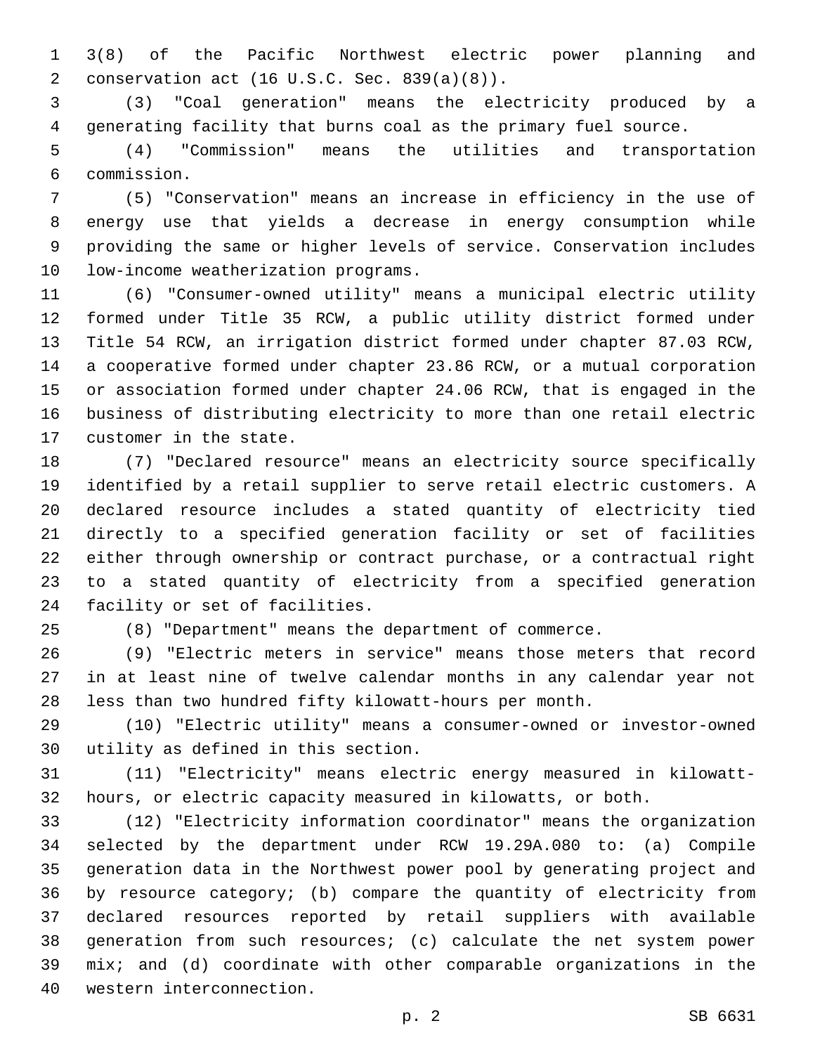3(8) of the Pacific Northwest electric power planning and conservation act (16 U.S.C. Sec. 839(a)(8)).

(3) "Coal generation" means the electricity produced by a generating facility that burns coal as the primary fuel source.

(4) "Commission" means the utilities and transportation commission.

(5) "Conservation" means an increase in efficiency in the use of energy use that yields a decrease in energy consumption while providing the same or higher levels of service. Conservation includes low-income weatherization programs.

(6) "Consumer-owned utility" means a municipal electric utility formed under Title 35 RCW, a public utility district formed under Title 54 RCW, an irrigation district formed under chapter 87.03 RCW, a cooperative formed under chapter 23.86 RCW, or a mutual corporation or association formed under chapter 24.06 RCW, that is engaged in the business of distributing electricity to more than one retail electric customer in the state.

(7) "Declared resource" means an electricity source specifically identified by a retail supplier to serve retail electric customers. A declared resource includes a stated quantity of electricity tied directly to a specified generation facility or set of facilities either through ownership or contract purchase, or a contractual right to a stated quantity of electricity from a specified generation facility or set of facilities.

(8) "Department" means the department of commerce.

(9) "Electric meters in service" means those meters that record in at least nine of twelve calendar months in any calendar year not less than two hundred fifty kilowatt-hours per month.

(10) "Electric utility" means a consumer-owned or investor-owned utility as defined in this section.

(11) "Electricity" means electric energy measured in kilowatt-hours, or electric capacity measured in kilowatts, or both.

(12) "Electricity information coordinator" means the organization selected by the department under RCW 19.29A.080 to: (a) Compile generation data in the Northwest power pool by generating project and by resource category; (b) compare the quantity of electricity from declared resources reported by retail suppliers with available generation from such resources; (c) calculate the net system power mix; and (d) coordinate with other comparable organizations in the western interconnection.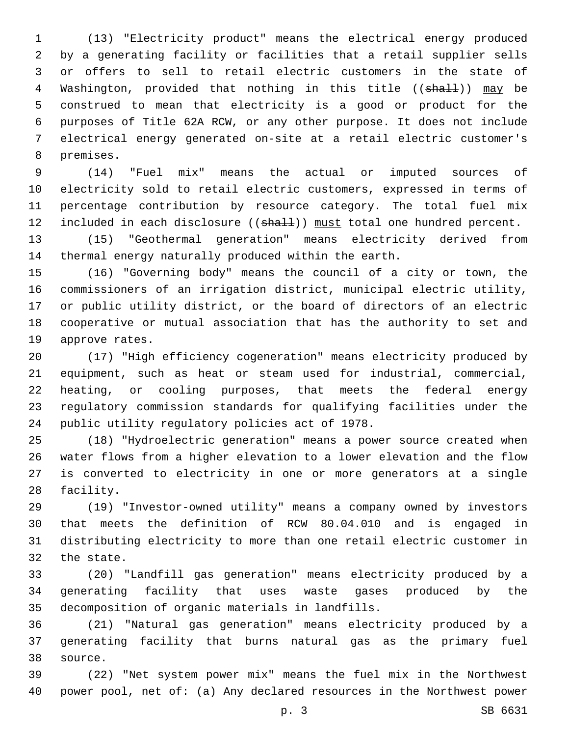(13) "Electricity product" means the electrical energy produced by a generating facility or facilities that a retail supplier sells or offers to sell to retail electric customers in the state of Washington, provided that nothing in this title ((~~shall~~)) <u>may</u> be construed to mean that electricity is a good or product for the purposes of Title 62A RCW, or any other purpose. It does not include electrical energy generated on-site at a retail electric customer's premises.

(14) "Fuel mix" means the actual or imputed sources of electricity sold to retail electric customers, expressed in terms of percentage contribution by resource category. The total fuel mix included in each disclosure ((~~shall~~)) <u>must</u> total one hundred percent.

(15) "Geothermal generation" means electricity derived from thermal energy naturally produced within the earth.

(16) "Governing body" means the council of a city or town, the commissioners of an irrigation district, municipal electric utility, or public utility district, or the board of directors of an electric cooperative or mutual association that has the authority to set and approve rates.

(17) "High efficiency cogeneration" means electricity produced by equipment, such as heat or steam used for industrial, commercial, heating, or cooling purposes, that meets the federal energy regulatory commission standards for qualifying facilities under the public utility regulatory policies act of 1978.

(18) "Hydroelectric generation" means a power source created when water flows from a higher elevation to a lower elevation and the flow is converted to electricity in one or more generators at a single facility.

(19) "Investor-owned utility" means a company owned by investors that meets the definition of RCW 80.04.010 and is engaged in distributing electricity to more than one retail electric customer in the state.

(20) "Landfill gas generation" means electricity produced by a generating facility that uses waste gases produced by the decomposition of organic materials in landfills.

(21) "Natural gas generation" means electricity produced by a generating facility that burns natural gas as the primary fuel source.

(22) "Net system power mix" means the fuel mix in the Northwest power pool, net of: (a) Any declared resources in the Northwest power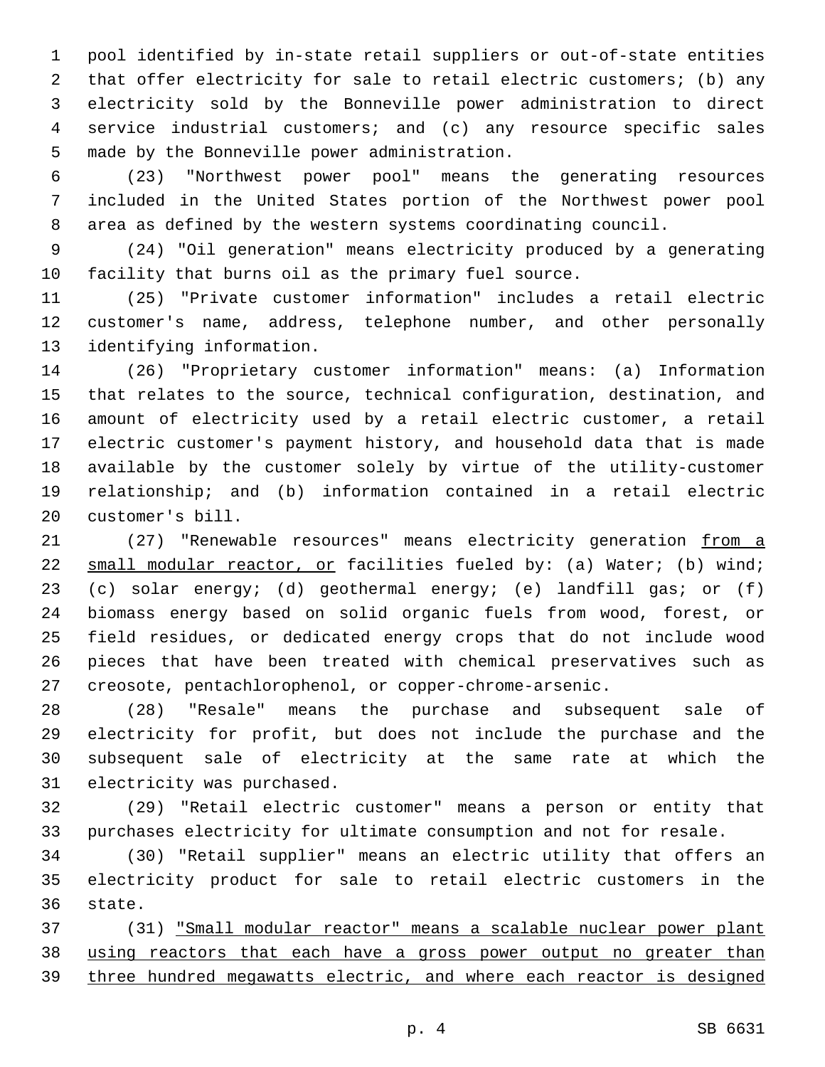pool identified by in-state retail suppliers or out-of-state entities that offer electricity for sale to retail electric customers; (b) any electricity sold by the Bonneville power administration to direct service industrial customers; and (c) any resource specific sales made by the Bonneville power administration.

(23) "Northwest power pool" means the generating resources included in the United States portion of the Northwest power pool area as defined by the western systems coordinating council.

(24) "Oil generation" means electricity produced by a generating facility that burns oil as the primary fuel source.

(25) "Private customer information" includes a retail electric customer's name, address, telephone number, and other personally identifying information.

(26) "Proprietary customer information" means: (a) Information that relates to the source, technical configuration, destination, and amount of electricity used by a retail electric customer, a retail electric customer's payment history, and household data that is made available by the customer solely by virtue of the utility-customer relationship; and (b) information contained in a retail electric customer's bill.

(27) "Renewable resources" means electricity generation <u>from a small modular reactor, or</u> facilities fueled by: (a) Water; (b) wind; (c) solar energy; (d) geothermal energy; (e) landfill gas; or (f) biomass energy based on solid organic fuels from wood, forest, or field residues, or dedicated energy crops that do not include wood pieces that have been treated with chemical preservatives such as creosote, pentachlorophenol, or copper-chrome-arsenic.

(28) "Resale" means the purchase and subsequent sale of electricity for profit, but does not include the purchase and the subsequent sale of electricity at the same rate at which the electricity was purchased.

(29) "Retail electric customer" means a person or entity that purchases electricity for ultimate consumption and not for resale.

(30) "Retail supplier" means an electric utility that offers an electricity product for sale to retail electric customers in the state.

(31) <u>"Small modular reactor" means a scalable nuclear power plant using reactors that each have a gross power output no greater than three hundred megawatts electric, and where each reactor is designed</u>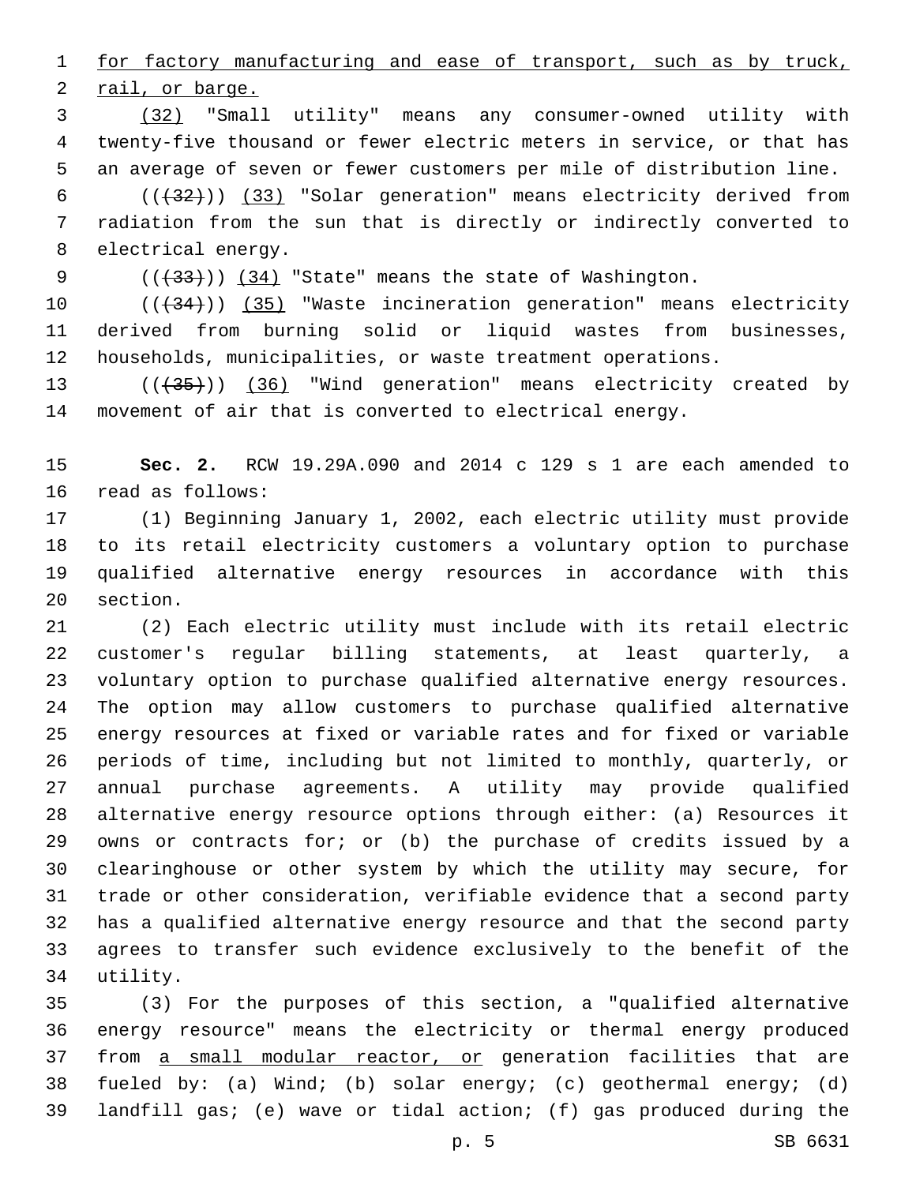for factory manufacturing and ease of transport, such as by truck, rail, or barge.

(32) "Small utility" means any consumer-owned utility with twenty-five thousand or fewer electric meters in service, or that has an average of seven or fewer customers per mile of distribution line.

(((32))) (33) "Solar generation" means electricity derived from radiation from the sun that is directly or indirectly converted to electrical energy.

(((33))) (34) "State" means the state of Washington.

(((34))) (35) "Waste incineration generation" means electricity derived from burning solid or liquid wastes from businesses, households, municipalities, or waste treatment operations.

(((35))) (36) "Wind generation" means electricity created by movement of air that is converted to electrical energy.

**Sec. 2.** RCW 19.29A.090 and 2014 c 129 s 1 are each amended to read as follows:

(1) Beginning January 1, 2002, each electric utility must provide to its retail electricity customers a voluntary option to purchase qualified alternative energy resources in accordance with this section.

(2) Each electric utility must include with its retail electric customer's regular billing statements, at least quarterly, a voluntary option to purchase qualified alternative energy resources. The option may allow customers to purchase qualified alternative energy resources at fixed or variable rates and for fixed or variable periods of time, including but not limited to monthly, quarterly, or annual purchase agreements. A utility may provide qualified alternative energy resource options through either: (a) Resources it owns or contracts for; or (b) the purchase of credits issued by a clearinghouse or other system by which the utility may secure, for trade or other consideration, verifiable evidence that a second party has a qualified alternative energy resource and that the second party agrees to transfer such evidence exclusively to the benefit of the utility.

(3) For the purposes of this section, a "qualified alternative energy resource" means the electricity or thermal energy produced from a small modular reactor, or generation facilities that are fueled by: (a) Wind; (b) solar energy; (c) geothermal energy; (d) landfill gas; (e) wave or tidal action; (f) gas produced during the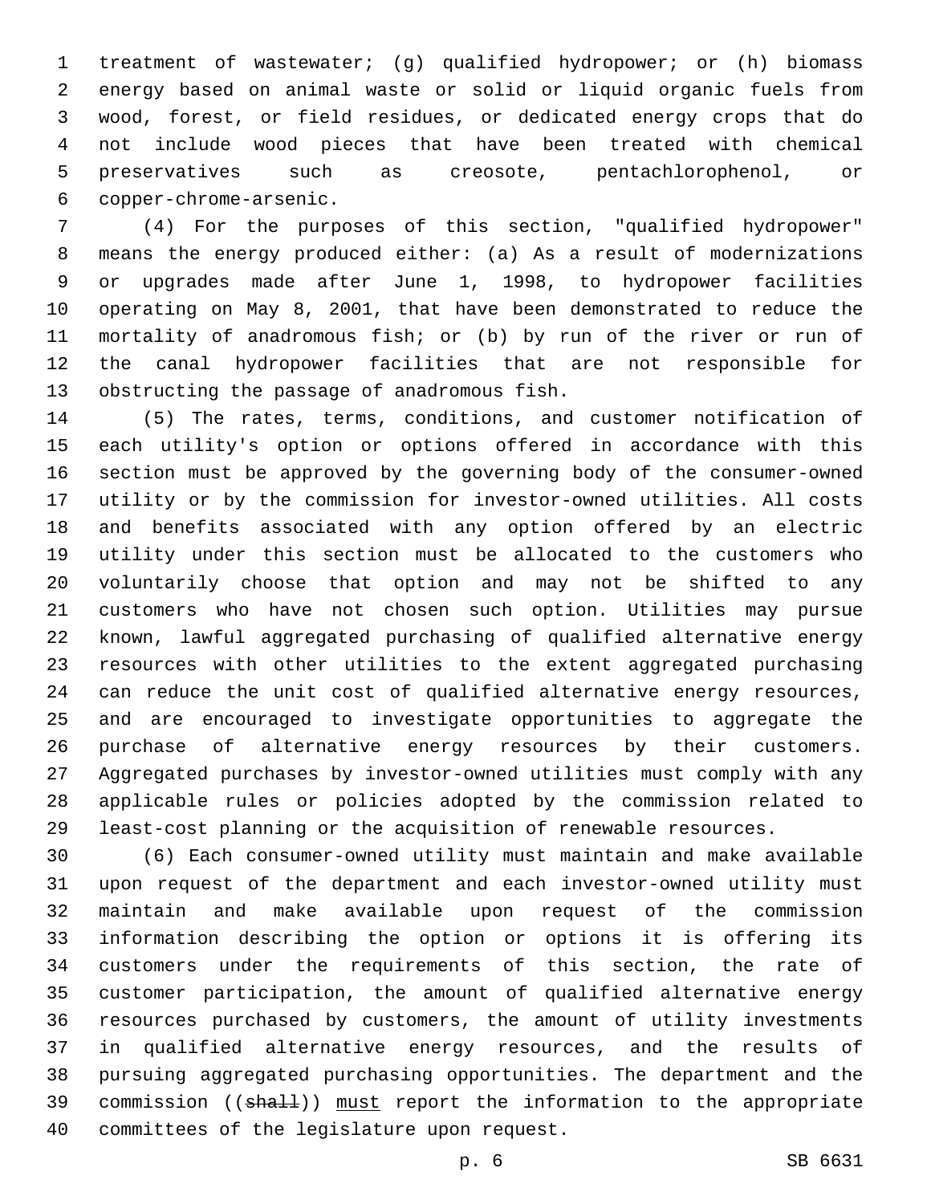treatment of wastewater; (g) qualified hydropower; or (h) biomass energy based on animal waste or solid or liquid organic fuels from wood, forest, or field residues, or dedicated energy crops that do not include wood pieces that have been treated with chemical preservatives such as creosote, pentachlorophenol, or copper-chrome-arsenic.

(4) For the purposes of this section, "qualified hydropower" means the energy produced either: (a) As a result of modernizations or upgrades made after June 1, 1998, to hydropower facilities operating on May 8, 2001, that have been demonstrated to reduce the mortality of anadromous fish; or (b) by run of the river or run of the canal hydropower facilities that are not responsible for obstructing the passage of anadromous fish.

(5) The rates, terms, conditions, and customer notification of each utility's option or options offered in accordance with this section must be approved by the governing body of the consumer-owned utility or by the commission for investor-owned utilities. All costs and benefits associated with any option offered by an electric utility under this section must be allocated to the customers who voluntarily choose that option and may not be shifted to any customers who have not chosen such option. Utilities may pursue known, lawful aggregated purchasing of qualified alternative energy resources with other utilities to the extent aggregated purchasing can reduce the unit cost of qualified alternative energy resources, and are encouraged to investigate opportunities to aggregate the purchase of alternative energy resources by their customers. Aggregated purchases by investor-owned utilities must comply with any applicable rules or policies adopted by the commission related to least-cost planning or the acquisition of renewable resources.

(6) Each consumer-owned utility must maintain and make available upon request of the department and each investor-owned utility must maintain and make available upon request of the commission information describing the option or options it is offering its customers under the requirements of this section, the rate of customer participation, the amount of qualified alternative energy resources purchased by customers, the amount of utility investments in qualified alternative energy resources, and the results of pursuing aggregated purchasing opportunities. The department and the commission ((~~shall~~)) <u>must</u> report the information to the appropriate committees of the legislature upon request.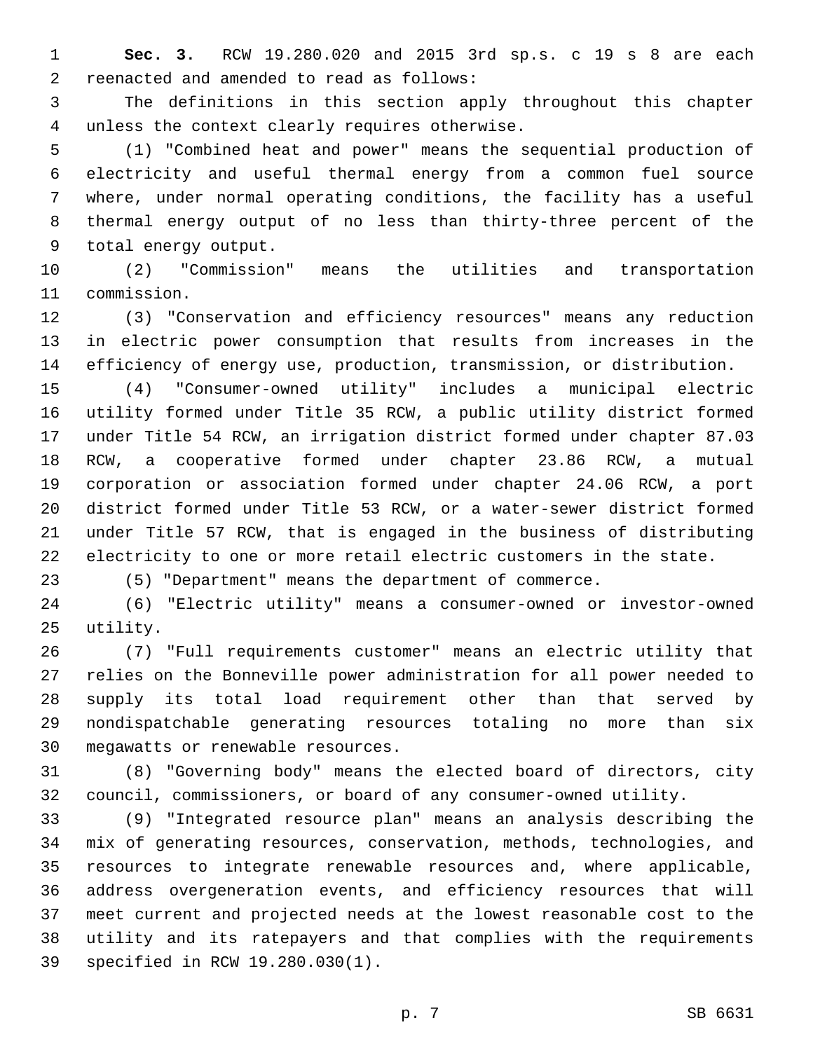**Sec. 3.** RCW 19.280.020 and 2015 3rd sp.s. c 19 s 8 are each reenacted and amended to read as follows:

The definitions in this section apply throughout this chapter unless the context clearly requires otherwise.

(1) "Combined heat and power" means the sequential production of electricity and useful thermal energy from a common fuel source where, under normal operating conditions, the facility has a useful thermal energy output of no less than thirty-three percent of the total energy output.

(2) "Commission" means the utilities and transportation commission.

(3) "Conservation and efficiency resources" means any reduction in electric power consumption that results from increases in the efficiency of energy use, production, transmission, or distribution.

(4) "Consumer-owned utility" includes a municipal electric utility formed under Title 35 RCW, a public utility district formed under Title 54 RCW, an irrigation district formed under chapter 87.03 RCW, a cooperative formed under chapter 23.86 RCW, a mutual corporation or association formed under chapter 24.06 RCW, a port district formed under Title 53 RCW, or a water-sewer district formed under Title 57 RCW, that is engaged in the business of distributing electricity to one or more retail electric customers in the state.

(5) "Department" means the department of commerce.

(6) "Electric utility" means a consumer-owned or investor-owned utility.

(7) "Full requirements customer" means an electric utility that relies on the Bonneville power administration for all power needed to supply its total load requirement other than that served by nondispatchable generating resources totaling no more than six megawatts or renewable resources.

(8) "Governing body" means the elected board of directors, city council, commissioners, or board of any consumer-owned utility.

(9) "Integrated resource plan" means an analysis describing the mix of generating resources, conservation, methods, technologies, and resources to integrate renewable resources and, where applicable, address overgeneration events, and efficiency resources that will meet current and projected needs at the lowest reasonable cost to the utility and its ratepayers and that complies with the requirements specified in RCW 19.280.030(1).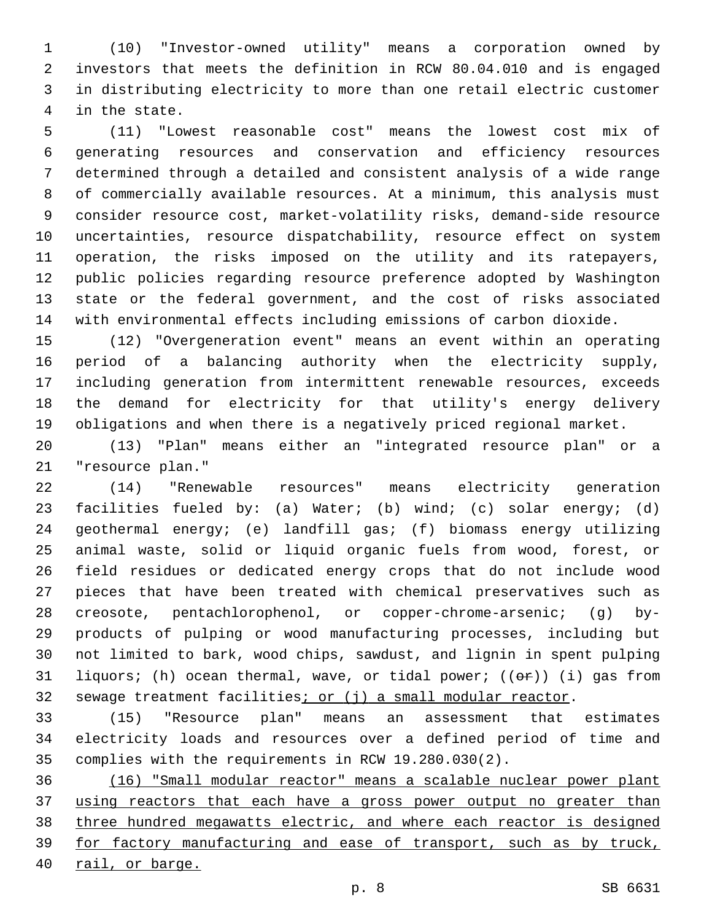(10) "Investor-owned utility" means a corporation owned by investors that meets the definition in RCW 80.04.010 and is engaged in distributing electricity to more than one retail electric customer in the state.

(11) "Lowest reasonable cost" means the lowest cost mix of generating resources and conservation and efficiency resources determined through a detailed and consistent analysis of a wide range of commercially available resources. At a minimum, this analysis must consider resource cost, market-volatility risks, demand-side resource uncertainties, resource dispatchability, resource effect on system operation, the risks imposed on the utility and its ratepayers, public policies regarding resource preference adopted by Washington state or the federal government, and the cost of risks associated with environmental effects including emissions of carbon dioxide.

(12) "Overgeneration event" means an event within an operating period of a balancing authority when the electricity supply, including generation from intermittent renewable resources, exceeds the demand for electricity for that utility's energy delivery obligations and when there is a negatively priced regional market.

(13) "Plan" means either an "integrated resource plan" or a "resource plan."

(14) "Renewable resources" means electricity generation facilities fueled by: (a) Water; (b) wind; (c) solar energy; (d) geothermal energy; (e) landfill gas; (f) biomass energy utilizing animal waste, solid or liquid organic fuels from wood, forest, or field residues or dedicated energy crops that do not include wood pieces that have been treated with chemical preservatives such as creosote, pentachlorophenol, or copper-chrome-arsenic; (g) by-products of pulping or wood manufacturing processes, including but not limited to bark, wood chips, sawdust, and lignin in spent pulping liquors; (h) ocean thermal, wave, or tidal power; ((~~or~~)) (i) gas from sewage treatment facilities<u>; or (j) a small modular reactor</u>.

(15) "Resource plan" means an assessment that estimates electricity loads and resources over a defined period of time and complies with the requirements in RCW 19.280.030(2).

<u>(16) "Small modular reactor" means a scalable nuclear power plant using reactors that each have a gross power output no greater than three hundred megawatts electric, and where each reactor is designed for factory manufacturing and ease of transport, such as by truck, rail, or barge.</u>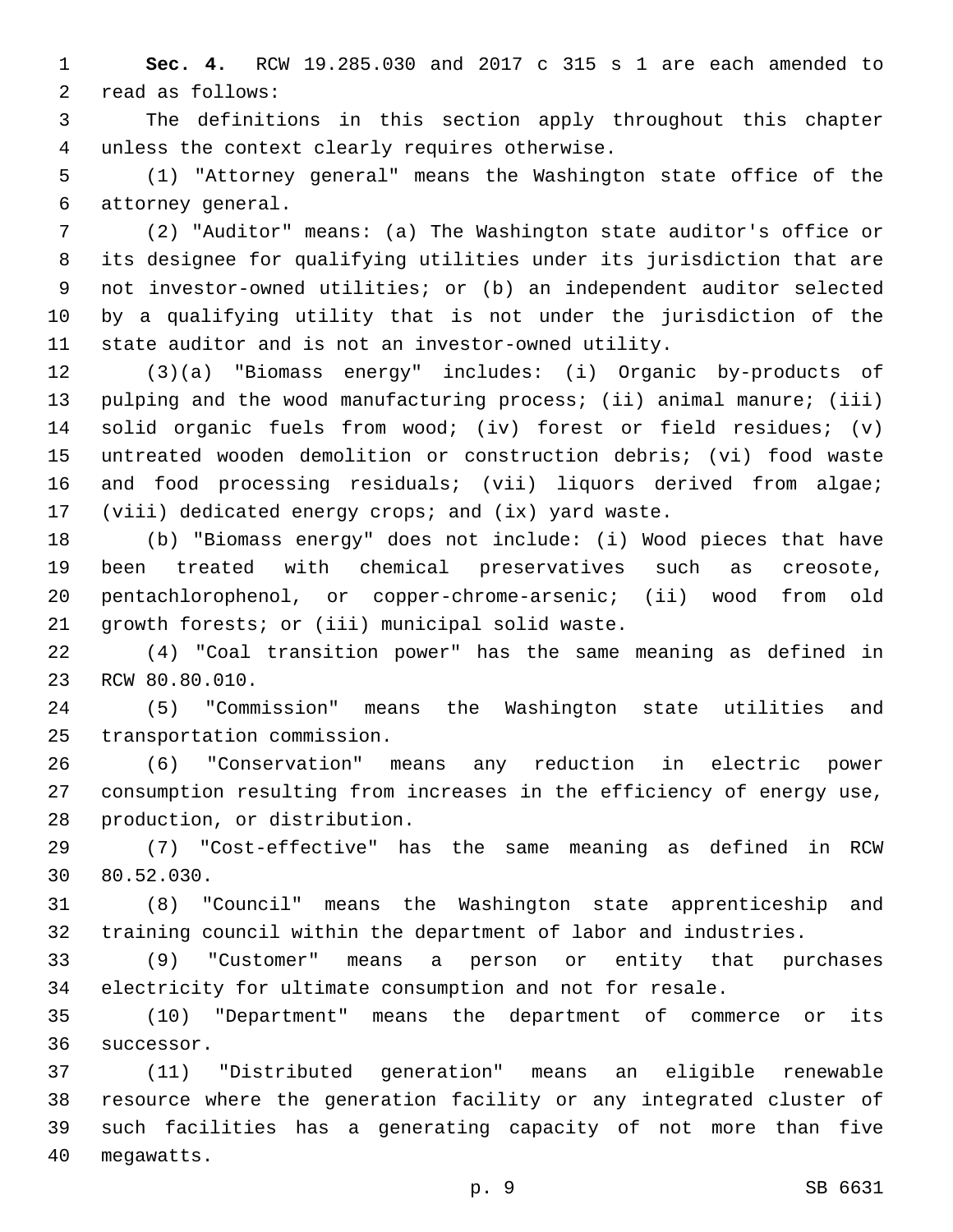**Sec. 4.** RCW 19.285.030 and 2017 c 315 s 1 are each amended to read as follows:

The definitions in this section apply throughout this chapter unless the context clearly requires otherwise.

(1) "Attorney general" means the Washington state office of the attorney general.

(2) "Auditor" means: (a) The Washington state auditor's office or its designee for qualifying utilities under its jurisdiction that are not investor-owned utilities; or (b) an independent auditor selected by a qualifying utility that is not under the jurisdiction of the state auditor and is not an investor-owned utility.

(3)(a) "Biomass energy" includes: (i) Organic by-products of pulping and the wood manufacturing process; (ii) animal manure; (iii) solid organic fuels from wood; (iv) forest or field residues; (v) untreated wooden demolition or construction debris; (vi) food waste and food processing residuals; (vii) liquors derived from algae; (viii) dedicated energy crops; and (ix) yard waste.

(b) "Biomass energy" does not include: (i) Wood pieces that have been treated with chemical preservatives such as creosote, pentachlorophenol, or copper-chrome-arsenic; (ii) wood from old growth forests; or (iii) municipal solid waste.

(4) "Coal transition power" has the same meaning as defined in RCW 80.80.010.

(5) "Commission" means the Washington state utilities and transportation commission.

(6) "Conservation" means any reduction in electric power consumption resulting from increases in the efficiency of energy use, production, or distribution.

(7) "Cost-effective" has the same meaning as defined in RCW 80.52.030.

(8) "Council" means the Washington state apprenticeship and training council within the department of labor and industries.

(9) "Customer" means a person or entity that purchases electricity for ultimate consumption and not for resale.

(10) "Department" means the department of commerce or its successor.

(11) "Distributed generation" means an eligible renewable resource where the generation facility or any integrated cluster of such facilities has a generating capacity of not more than five megawatts.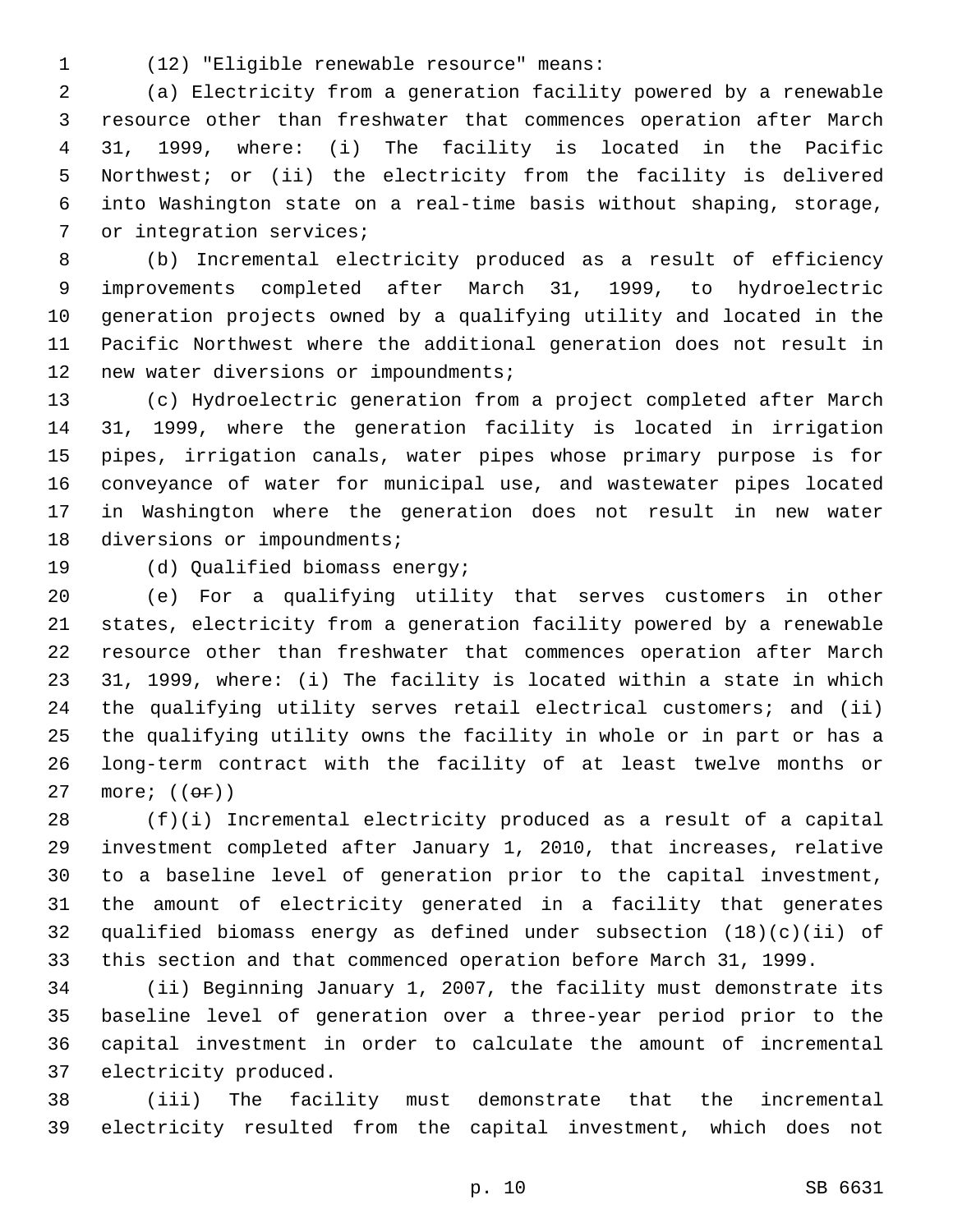(12) "Eligible renewable resource" means:

(a) Electricity from a generation facility powered by a renewable resource other than freshwater that commences operation after March 31, 1999, where: (i) The facility is located in the Pacific Northwest; or (ii) the electricity from the facility is delivered into Washington state on a real-time basis without shaping, storage, or integration services;

(b) Incremental electricity produced as a result of efficiency improvements completed after March 31, 1999, to hydroelectric generation projects owned by a qualifying utility and located in the Pacific Northwest where the additional generation does not result in new water diversions or impoundments;

(c) Hydroelectric generation from a project completed after March 31, 1999, where the generation facility is located in irrigation pipes, irrigation canals, water pipes whose primary purpose is for conveyance of water for municipal use, and wastewater pipes located in Washington where the generation does not result in new water diversions or impoundments;

(d) Qualified biomass energy;

(e) For a qualifying utility that serves customers in other states, electricity from a generation facility powered by a renewable resource other than freshwater that commences operation after March 31, 1999, where: (i) The facility is located within a state in which the qualifying utility serves retail electrical customers; and (ii) the qualifying utility owns the facility in whole or in part or has a long-term contract with the facility of at least twelve months or more; ((~~or~~))

(f)(i) Incremental electricity produced as a result of a capital investment completed after January 1, 2010, that increases, relative to a baseline level of generation prior to the capital investment, the amount of electricity generated in a facility that generates qualified biomass energy as defined under subsection (18)(c)(ii) of this section and that commenced operation before March 31, 1999.

(ii) Beginning January 1, 2007, the facility must demonstrate its baseline level of generation over a three-year period prior to the capital investment in order to calculate the amount of incremental electricity produced.

(iii) The facility must demonstrate that the incremental electricity resulted from the capital investment, which does not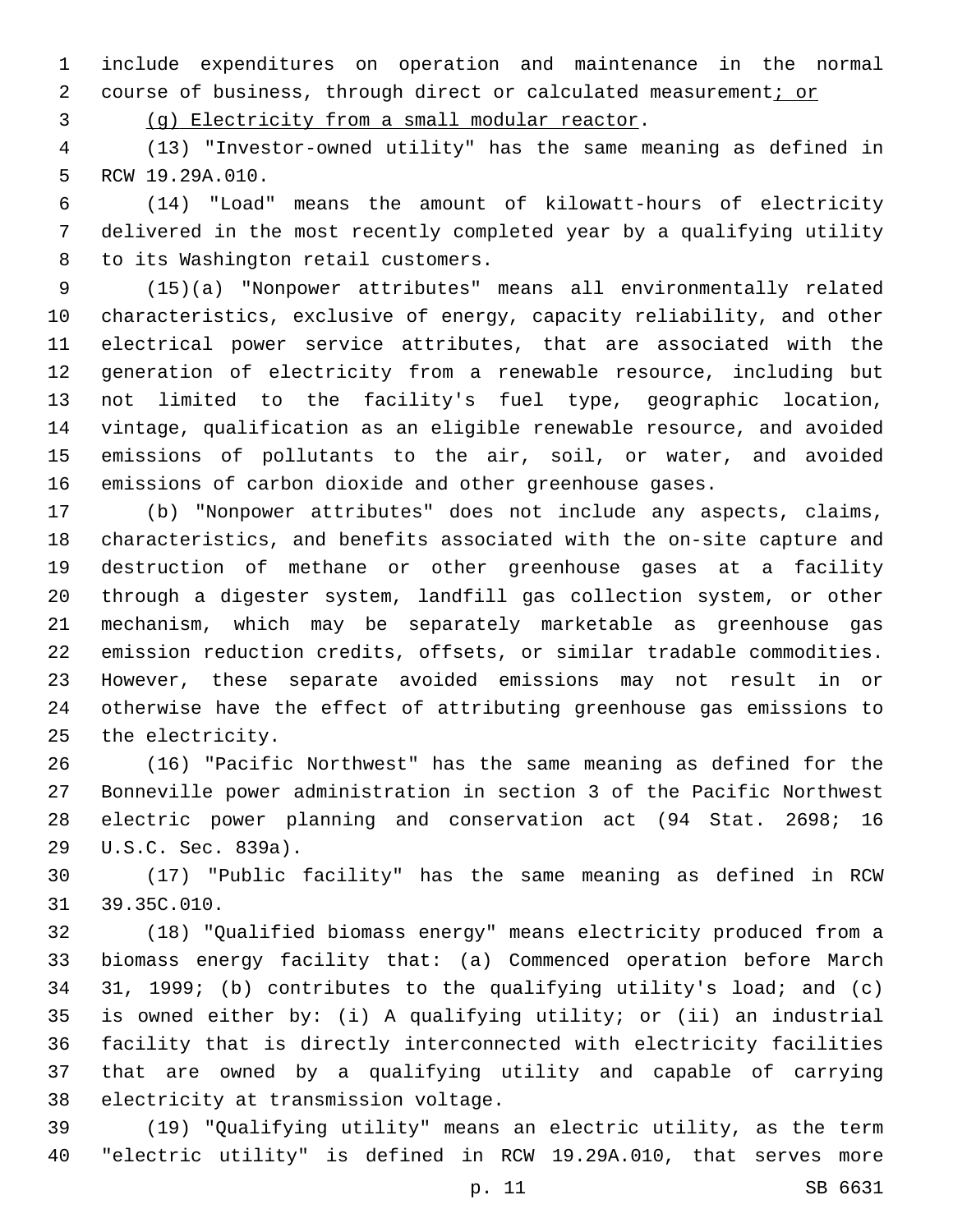include expenditures on operation and maintenance in the normal course of business, through direct or calculated measurement; or

(g) Electricity from a small modular reactor.

(13) "Investor-owned utility" has the same meaning as defined in RCW 19.29A.010.

(14) "Load" means the amount of kilowatt-hours of electricity delivered in the most recently completed year by a qualifying utility to its Washington retail customers.

(15)(a) "Nonpower attributes" means all environmentally related characteristics, exclusive of energy, capacity reliability, and other electrical power service attributes, that are associated with the generation of electricity from a renewable resource, including but not limited to the facility's fuel type, geographic location, vintage, qualification as an eligible renewable resource, and avoided emissions of pollutants to the air, soil, or water, and avoided emissions of carbon dioxide and other greenhouse gases.

(b) "Nonpower attributes" does not include any aspects, claims, characteristics, and benefits associated with the on-site capture and destruction of methane or other greenhouse gases at a facility through a digester system, landfill gas collection system, or other mechanism, which may be separately marketable as greenhouse gas emission reduction credits, offsets, or similar tradable commodities. However, these separate avoided emissions may not result in or otherwise have the effect of attributing greenhouse gas emissions to the electricity.

(16) "Pacific Northwest" has the same meaning as defined for the Bonneville power administration in section 3 of the Pacific Northwest electric power planning and conservation act (94 Stat. 2698; 16 U.S.C. Sec. 839a).

(17) "Public facility" has the same meaning as defined in RCW 39.35C.010.

(18) "Qualified biomass energy" means electricity produced from a biomass energy facility that: (a) Commenced operation before March 31, 1999; (b) contributes to the qualifying utility's load; and (c) is owned either by: (i) A qualifying utility; or (ii) an industrial facility that is directly interconnected with electricity facilities that are owned by a qualifying utility and capable of carrying electricity at transmission voltage.

(19) "Qualifying utility" means an electric utility, as the term "electric utility" is defined in RCW 19.29A.010, that serves more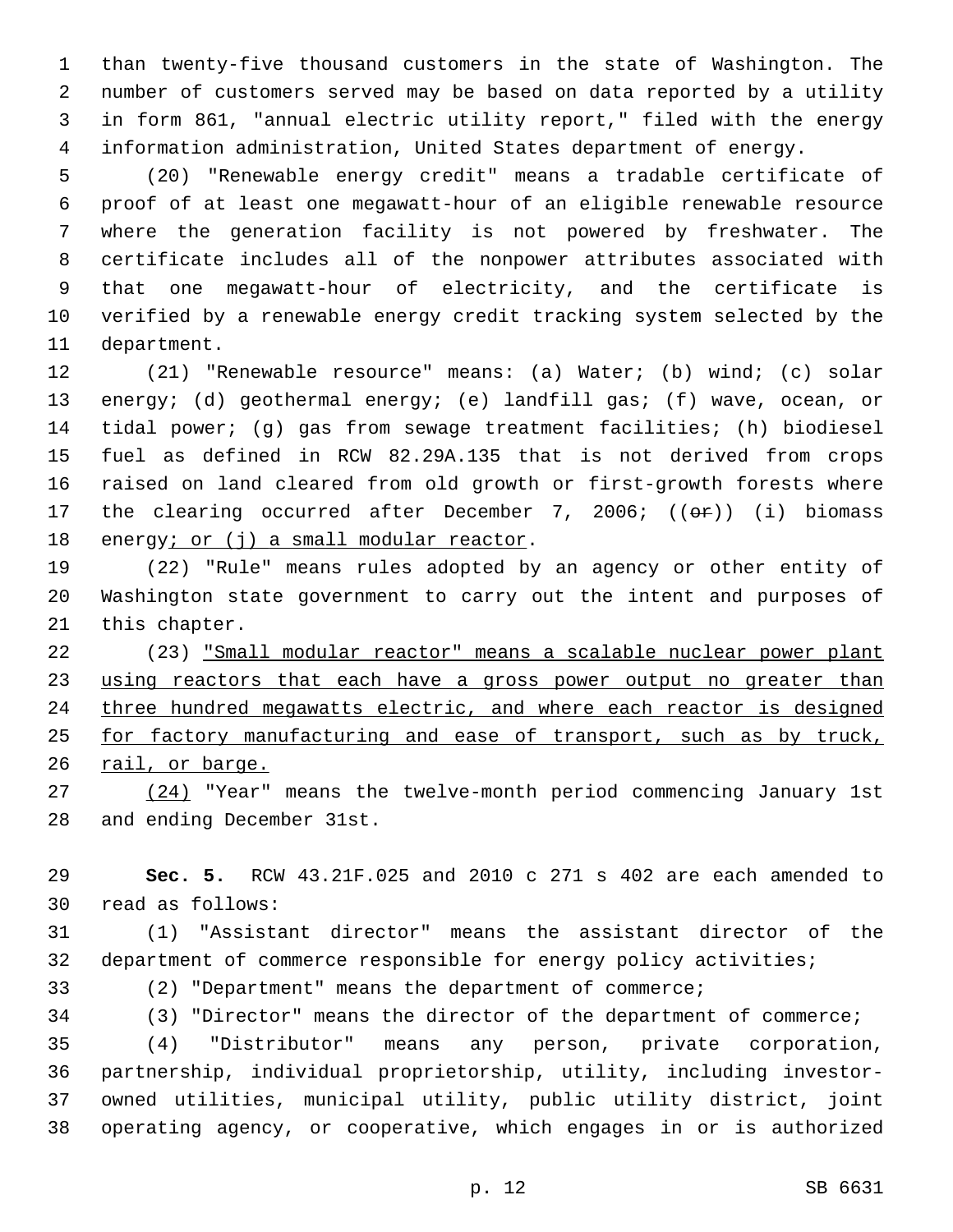than twenty-five thousand customers in the state of Washington. The number of customers served may be based on data reported by a utility in form 861, "annual electric utility report," filed with the energy information administration, United States department of energy.

(20) "Renewable energy credit" means a tradable certificate of proof of at least one megawatt-hour of an eligible renewable resource where the generation facility is not powered by freshwater. The certificate includes all of the nonpower attributes associated with that one megawatt-hour of electricity, and the certificate is verified by a renewable energy credit tracking system selected by the department.

(21) "Renewable resource" means: (a) Water; (b) wind; (c) solar energy; (d) geothermal energy; (e) landfill gas; (f) wave, ocean, or tidal power; (g) gas from sewage treatment facilities; (h) biodiesel fuel as defined in RCW 82.29A.135 that is not derived from crops raised on land cleared from old growth or first-growth forests where the clearing occurred after December 7, 2006; ((~~or~~)) (i) biomass energy<u>; or (j) a small modular reactor</u>.

(22) "Rule" means rules adopted by an agency or other entity of Washington state government to carry out the intent and purposes of this chapter.

(23) <u>"Small modular reactor" means a scalable nuclear power plant using reactors that each have a gross power output no greater than three hundred megawatts electric, and where each reactor is designed for factory manufacturing and ease of transport, such as by truck, rail, or barge.</u>

<u>(24)</u> "Year" means the twelve-month period commencing January 1st and ending December 31st.

**Sec. 5.** RCW 43.21F.025 and 2010 c 271 s 402 are each amended to read as follows:

(1) "Assistant director" means the assistant director of the department of commerce responsible for energy policy activities;

(2) "Department" means the department of commerce;

(3) "Director" means the director of the department of commerce;

(4) "Distributor" means any person, private corporation, partnership, individual proprietorship, utility, including investor-owned utilities, municipal utility, public utility district, joint operating agency, or cooperative, which engages in or is authorized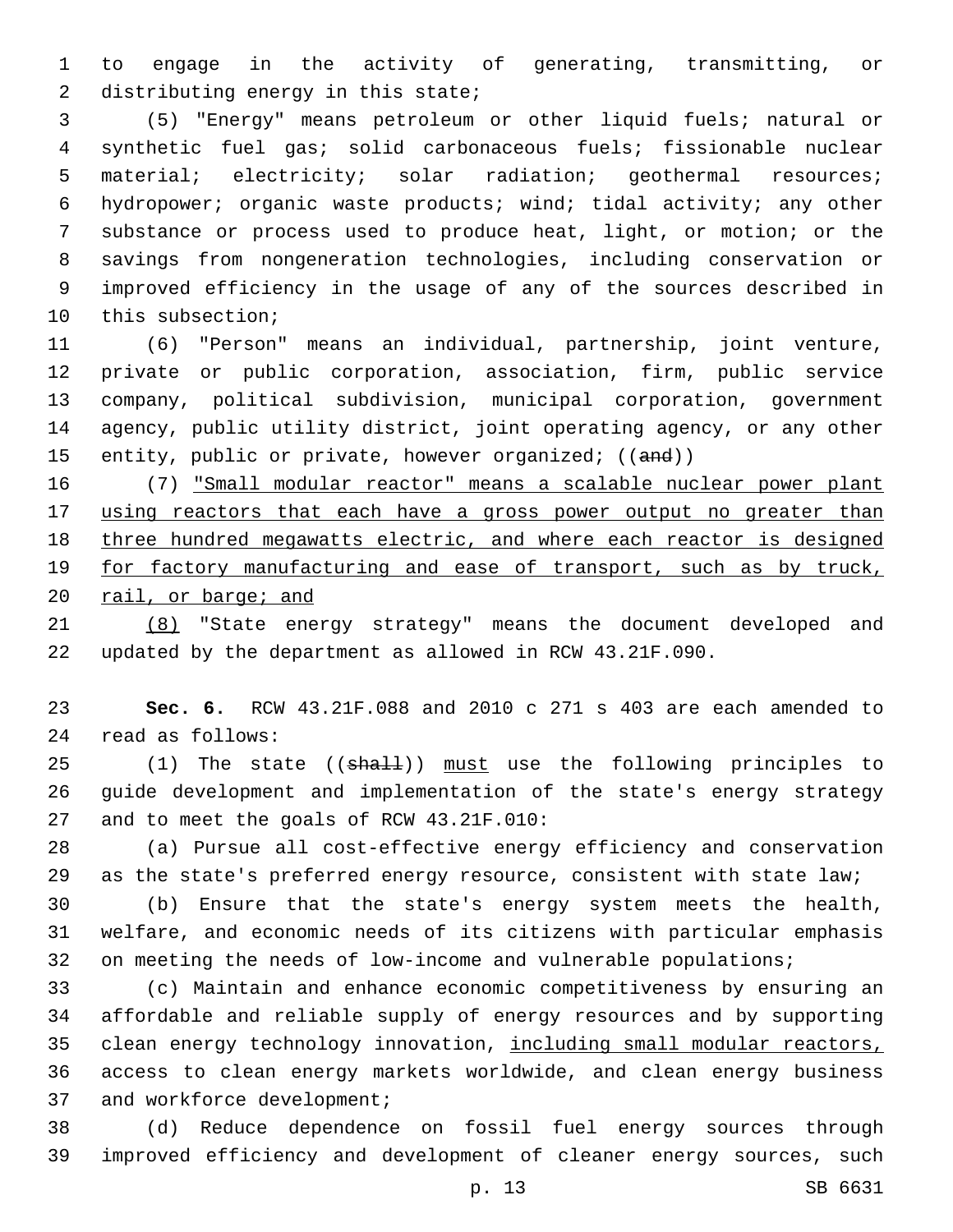to engage in the activity of generating, transmitting, or distributing energy in this state;

(5) "Energy" means petroleum or other liquid fuels; natural or synthetic fuel gas; solid carbonaceous fuels; fissionable nuclear material; electricity; solar radiation; geothermal resources; hydropower; organic waste products; wind; tidal activity; any other substance or process used to produce heat, light, or motion; or the savings from nongeneration technologies, including conservation or improved efficiency in the usage of any of the sources described in this subsection;

(6) "Person" means an individual, partnership, joint venture, private or public corporation, association, firm, public service company, political subdivision, municipal corporation, government agency, public utility district, joint operating agency, or any other entity, public or private, however organized; ((~~and~~))

(7) <u>"Small modular reactor" means a scalable nuclear power plant using reactors that each have a gross power output no greater than three hundred megawatts electric, and where each reactor is designed for factory manufacturing and ease of transport, such as by truck, rail, or barge; and</u>

<u>(8)</u> "State energy strategy" means the document developed and updated by the department as allowed in RCW 43.21F.090.

**Sec. 6.** RCW 43.21F.088 and 2010 c 271 s 403 are each amended to read as follows:

(1) The state ((~~shall~~)) <u>must</u> use the following principles to guide development and implementation of the state's energy strategy and to meet the goals of RCW 43.21F.010:

(a) Pursue all cost-effective energy efficiency and conservation as the state's preferred energy resource, consistent with state law;

(b) Ensure that the state's energy system meets the health, welfare, and economic needs of its citizens with particular emphasis on meeting the needs of low-income and vulnerable populations;

(c) Maintain and enhance economic competitiveness by ensuring an affordable and reliable supply of energy resources and by supporting clean energy technology innovation, <u>including small modular reactors,</u> access to clean energy markets worldwide, and clean energy business and workforce development;

(d) Reduce dependence on fossil fuel energy sources through improved efficiency and development of cleaner energy sources, such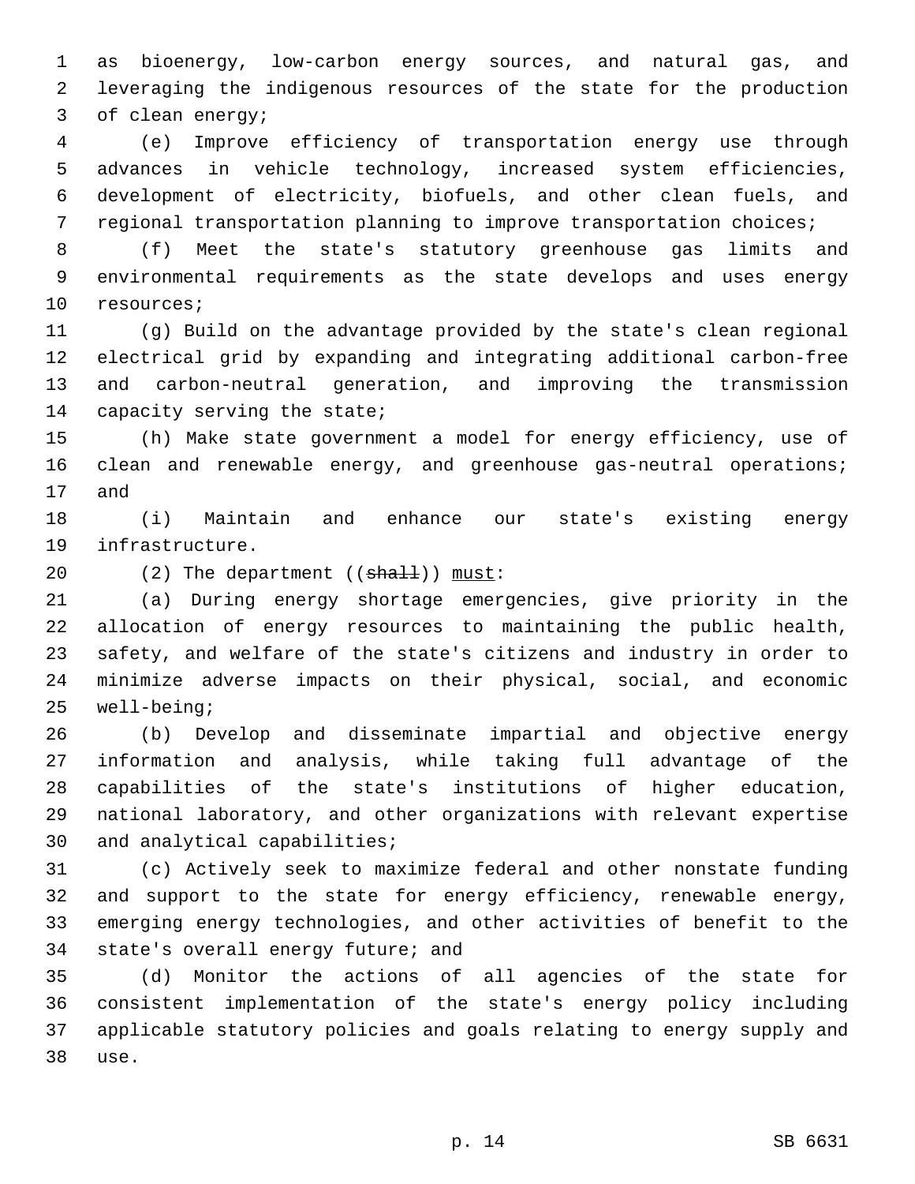as bioenergy, low-carbon energy sources, and natural gas, and leveraging the indigenous resources of the state for the production of clean energy;

(e) Improve efficiency of transportation energy use through advances in vehicle technology, increased system efficiencies, development of electricity, biofuels, and other clean fuels, and regional transportation planning to improve transportation choices;

(f) Meet the state's statutory greenhouse gas limits and environmental requirements as the state develops and uses energy resources;

(g) Build on the advantage provided by the state's clean regional electrical grid by expanding and integrating additional carbon-free and carbon-neutral generation, and improving the transmission capacity serving the state;

(h) Make state government a model for energy efficiency, use of clean and renewable energy, and greenhouse gas-neutral operations; and

(i) Maintain and enhance our state's existing energy infrastructure.

(2) The department ((~~shall~~)) <u>must</u>:

(a) During energy shortage emergencies, give priority in the allocation of energy resources to maintaining the public health, safety, and welfare of the state's citizens and industry in order to minimize adverse impacts on their physical, social, and economic well-being;

(b) Develop and disseminate impartial and objective energy information and analysis, while taking full advantage of the capabilities of the state's institutions of higher education, national laboratory, and other organizations with relevant expertise and analytical capabilities;

(c) Actively seek to maximize federal and other nonstate funding and support to the state for energy efficiency, renewable energy, emerging energy technologies, and other activities of benefit to the state's overall energy future; and

(d) Monitor the actions of all agencies of the state for consistent implementation of the state's energy policy including applicable statutory policies and goals relating to energy supply and use.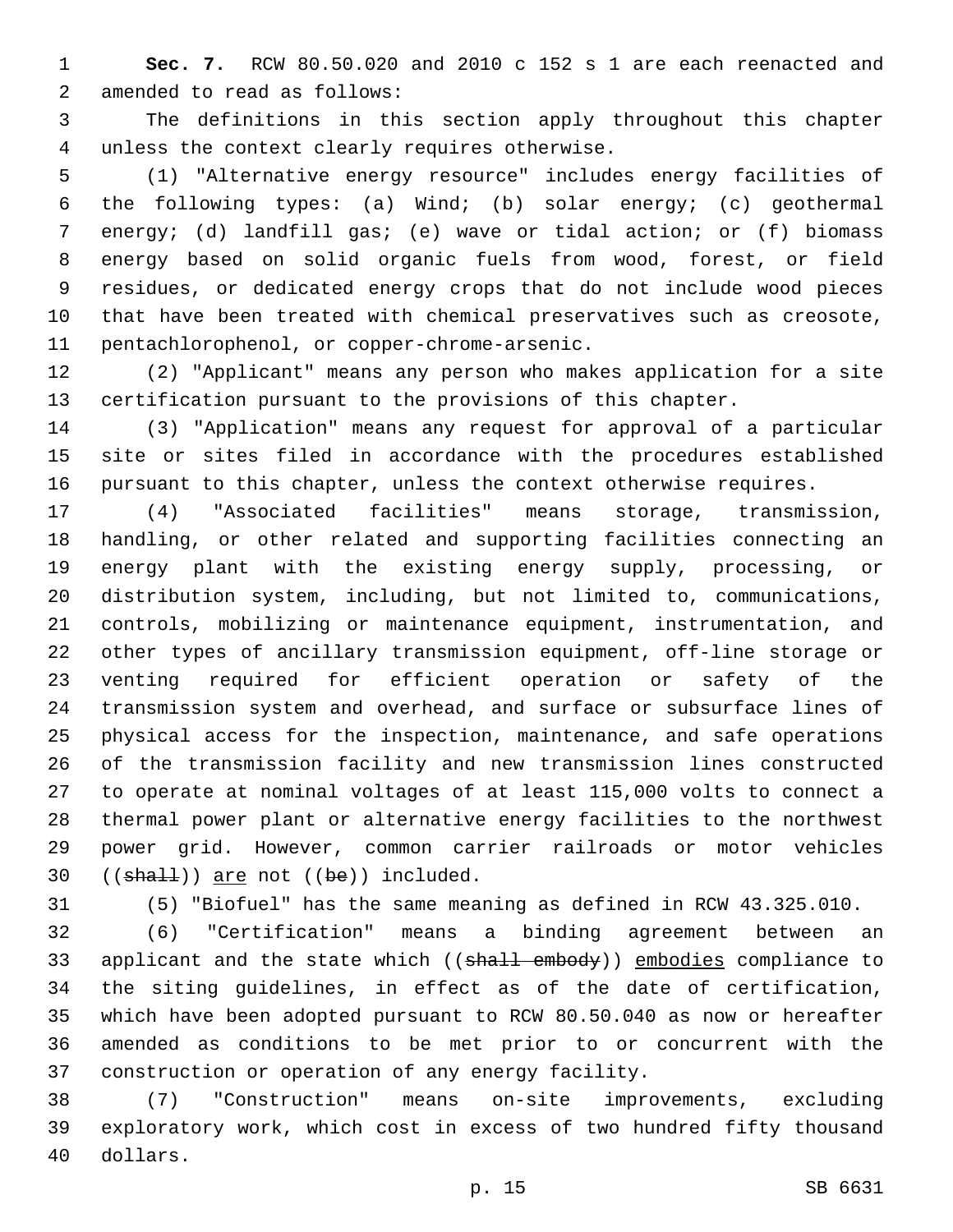**Sec. 7.** RCW 80.50.020 and 2010 c 152 s 1 are each reenacted and amended to read as follows:

The definitions in this section apply throughout this chapter unless the context clearly requires otherwise.

(1) "Alternative energy resource" includes energy facilities of the following types: (a) Wind; (b) solar energy; (c) geothermal energy; (d) landfill gas; (e) wave or tidal action; or (f) biomass energy based on solid organic fuels from wood, forest, or field residues, or dedicated energy crops that do not include wood pieces that have been treated with chemical preservatives such as creosote, pentachlorophenol, or copper-chrome-arsenic.

(2) "Applicant" means any person who makes application for a site certification pursuant to the provisions of this chapter.

(3) "Application" means any request for approval of a particular site or sites filed in accordance with the procedures established pursuant to this chapter, unless the context otherwise requires.

(4) "Associated facilities" means storage, transmission, handling, or other related and supporting facilities connecting an energy plant with the existing energy supply, processing, or distribution system, including, but not limited to, communications, controls, mobilizing or maintenance equipment, instrumentation, and other types of ancillary transmission equipment, off-line storage or venting required for efficient operation or safety of the transmission system and overhead, and surface or subsurface lines of physical access for the inspection, maintenance, and safe operations of the transmission facility and new transmission lines constructed to operate at nominal voltages of at least 115,000 volts to connect a thermal power plant or alternative energy facilities to the northwest power grid. However, common carrier railroads or motor vehicles ((~~shall~~)) <u>are</u> not ((~~be~~)) included.

(5) "Biofuel" has the same meaning as defined in RCW 43.325.010.

(6) "Certification" means a binding agreement between an applicant and the state which ((~~shall embody~~)) <u>embodies</u> compliance to the siting guidelines, in effect as of the date of certification, which have been adopted pursuant to RCW 80.50.040 as now or hereafter amended as conditions to be met prior to or concurrent with the construction or operation of any energy facility.

(7) "Construction" means on-site improvements, excluding exploratory work, which cost in excess of two hundred fifty thousand dollars.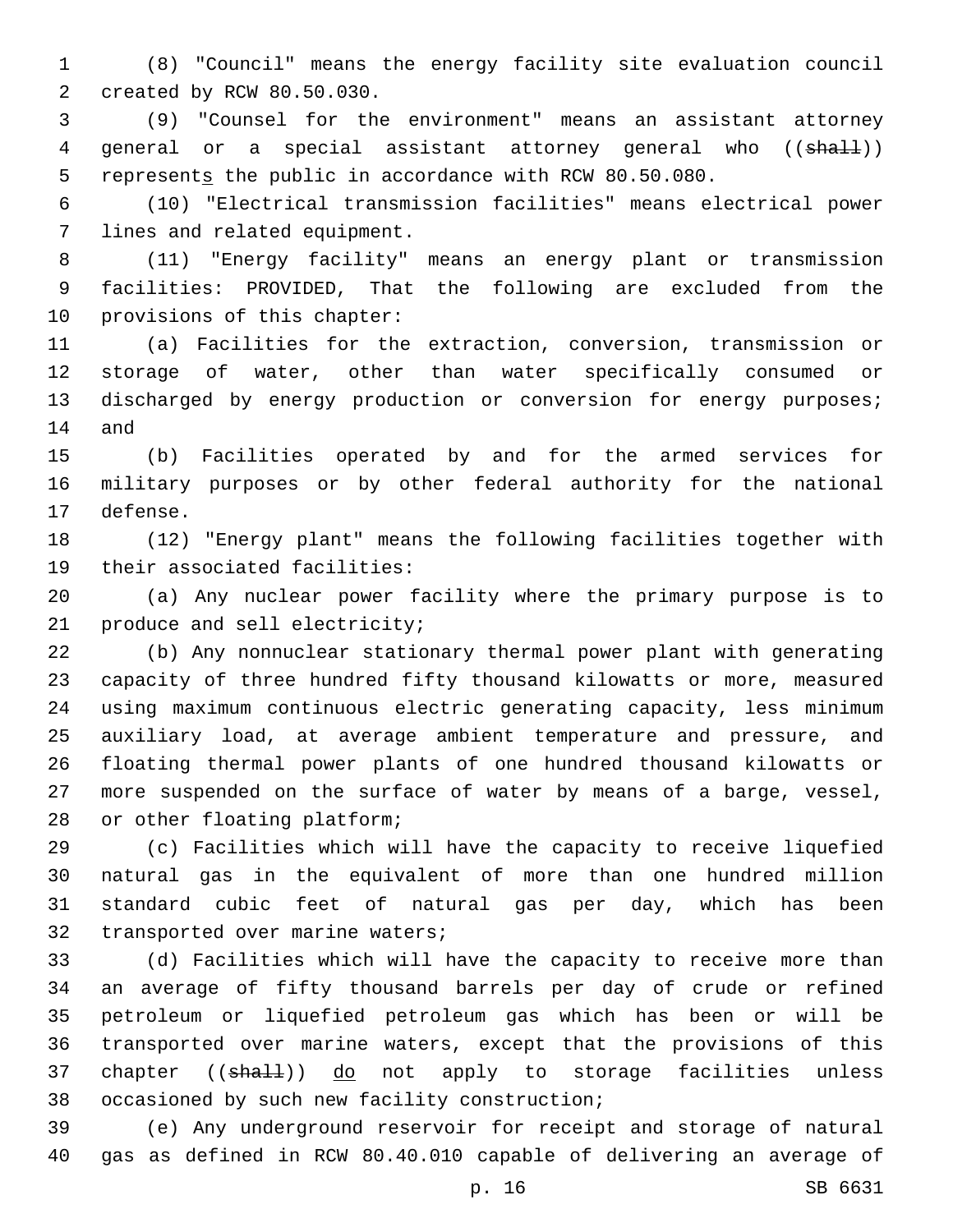(8) "Council" means the energy facility site evaluation council created by RCW 80.50.030.

(9) "Counsel for the environment" means an assistant attorney general or a special assistant attorney general who ((~~shall~~)) represent<u>s</u> the public in accordance with RCW 80.50.080.

(10) "Electrical transmission facilities" means electrical power lines and related equipment.

(11) "Energy facility" means an energy plant or transmission facilities: PROVIDED, That the following are excluded from the provisions of this chapter:

(a) Facilities for the extraction, conversion, transmission or storage of water, other than water specifically consumed or discharged by energy production or conversion for energy purposes; and

(b) Facilities operated by and for the armed services for military purposes or by other federal authority for the national defense.

(12) "Energy plant" means the following facilities together with their associated facilities:

(a) Any nuclear power facility where the primary purpose is to produce and sell electricity;

(b) Any nonnuclear stationary thermal power plant with generating capacity of three hundred fifty thousand kilowatts or more, measured using maximum continuous electric generating capacity, less minimum auxiliary load, at average ambient temperature and pressure, and floating thermal power plants of one hundred thousand kilowatts or more suspended on the surface of water by means of a barge, vessel, or other floating platform;

(c) Facilities which will have the capacity to receive liquefied natural gas in the equivalent of more than one hundred million standard cubic feet of natural gas per day, which has been transported over marine waters;

(d) Facilities which will have the capacity to receive more than an average of fifty thousand barrels per day of crude or refined petroleum or liquefied petroleum gas which has been or will be transported over marine waters, except that the provisions of this chapter ((~~shall~~)) <u>do</u> not apply to storage facilities unless occasioned by such new facility construction;

(e) Any underground reservoir for receipt and storage of natural gas as defined in RCW 80.40.010 capable of delivering an average of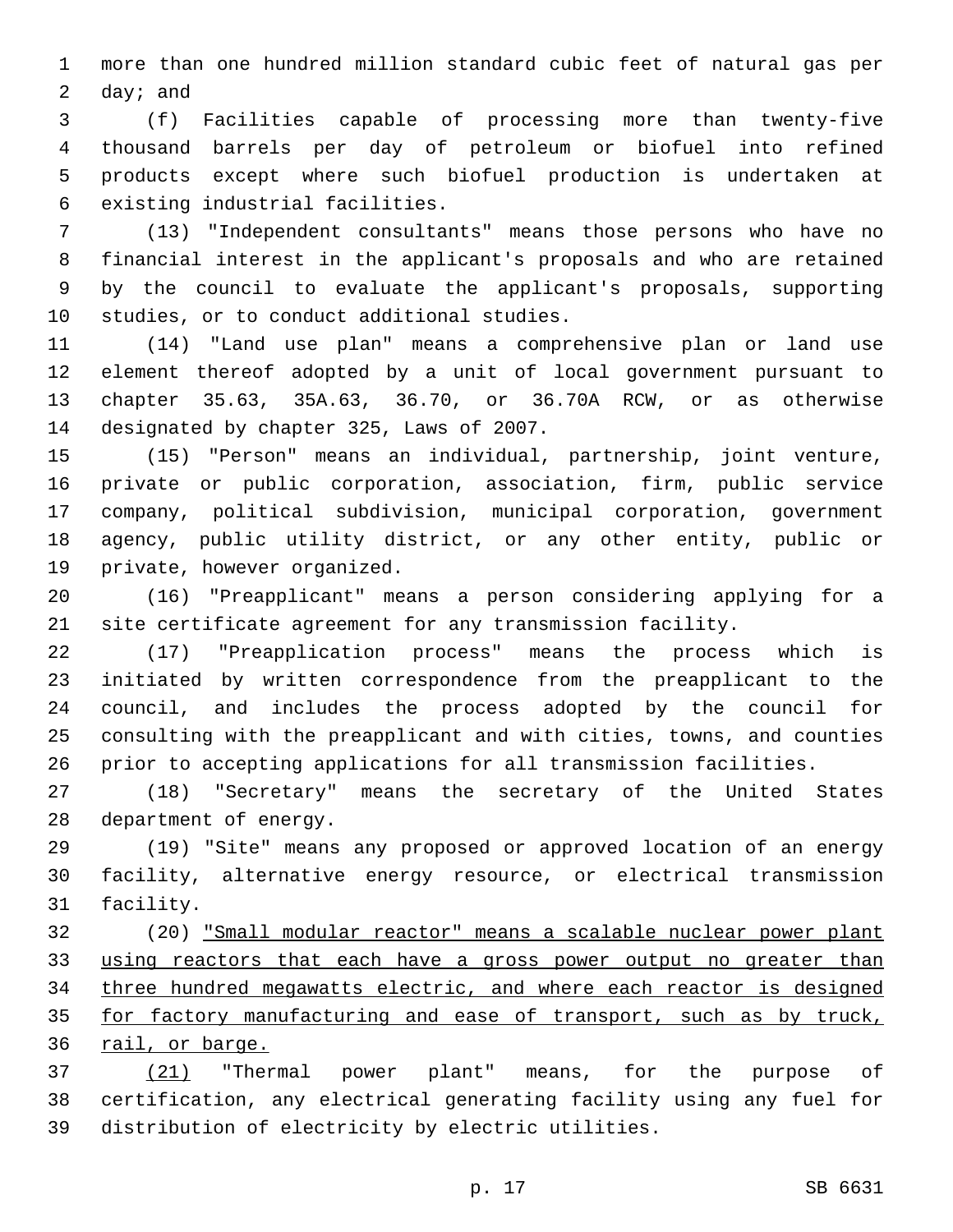more than one hundred million standard cubic feet of natural gas per day; and

(f) Facilities capable of processing more than twenty-five thousand barrels per day of petroleum or biofuel into refined products except where such biofuel production is undertaken at existing industrial facilities.

(13) "Independent consultants" means those persons who have no financial interest in the applicant's proposals and who are retained by the council to evaluate the applicant's proposals, supporting studies, or to conduct additional studies.

(14) "Land use plan" means a comprehensive plan or land use element thereof adopted by a unit of local government pursuant to chapter 35.63, 35A.63, 36.70, or 36.70A RCW, or as otherwise designated by chapter 325, Laws of 2007.

(15) "Person" means an individual, partnership, joint venture, private or public corporation, association, firm, public service company, political subdivision, municipal corporation, government agency, public utility district, or any other entity, public or private, however organized.

(16) "Preapplicant" means a person considering applying for a site certificate agreement for any transmission facility.

(17) "Preapplication process" means the process which is initiated by written correspondence from the preapplicant to the council, and includes the process adopted by the council for consulting with the preapplicant and with cities, towns, and counties prior to accepting applications for all transmission facilities.

(18) "Secretary" means the secretary of the United States department of energy.

(19) "Site" means any proposed or approved location of an energy facility, alternative energy resource, or electrical transmission facility.

(20) <u>"Small modular reactor" means a scalable nuclear power plant using reactors that each have a gross power output no greater than three hundred megawatts electric, and where each reactor is designed for factory manufacturing and ease of transport, such as by truck, rail, or barge.</u>

<u>(21)</u> "Thermal power plant" means, for the purpose of certification, any electrical generating facility using any fuel for distribution of electricity by electric utilities.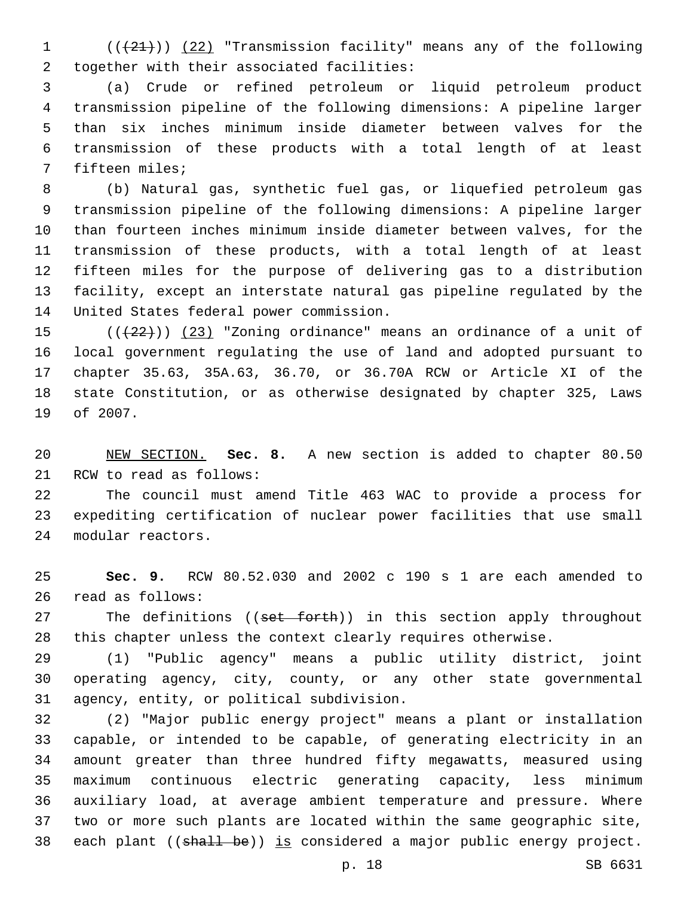(((21))) (22) "Transmission facility" means any of the following together with their associated facilities:

(a) Crude or refined petroleum or liquid petroleum product transmission pipeline of the following dimensions: A pipeline larger than six inches minimum inside diameter between valves for the transmission of these products with a total length of at least fifteen miles;

(b) Natural gas, synthetic fuel gas, or liquefied petroleum gas transmission pipeline of the following dimensions: A pipeline larger than fourteen inches minimum inside diameter between valves, for the transmission of these products, with a total length of at least fifteen miles for the purpose of delivering gas to a distribution facility, except an interstate natural gas pipeline regulated by the United States federal power commission.

(((22))) (23) "Zoning ordinance" means an ordinance of a unit of local government regulating the use of land and adopted pursuant to chapter 35.63, 35A.63, 36.70, or 36.70A RCW or Article XI of the state Constitution, or as otherwise designated by chapter 325, Laws of 2007.

NEW SECTION. **Sec. 8.** A new section is added to chapter 80.50 RCW to read as follows:

The council must amend Title 463 WAC to provide a process for expediting certification of nuclear power facilities that use small modular reactors.

**Sec. 9.** RCW 80.52.030 and 2002 c 190 s 1 are each amended to read as follows:

The definitions ((~~set forth~~)) in this section apply throughout this chapter unless the context clearly requires otherwise.

(1) "Public agency" means a public utility district, joint operating agency, city, county, or any other state governmental agency, entity, or political subdivision.

(2) "Major public energy project" means a plant or installation capable, or intended to be capable, of generating electricity in an amount greater than three hundred fifty megawatts, measured using maximum continuous electric generating capacity, less minimum auxiliary load, at average ambient temperature and pressure. Where two or more such plants are located within the same geographic site, each plant ((~~shall be~~)) is considered a major public energy project.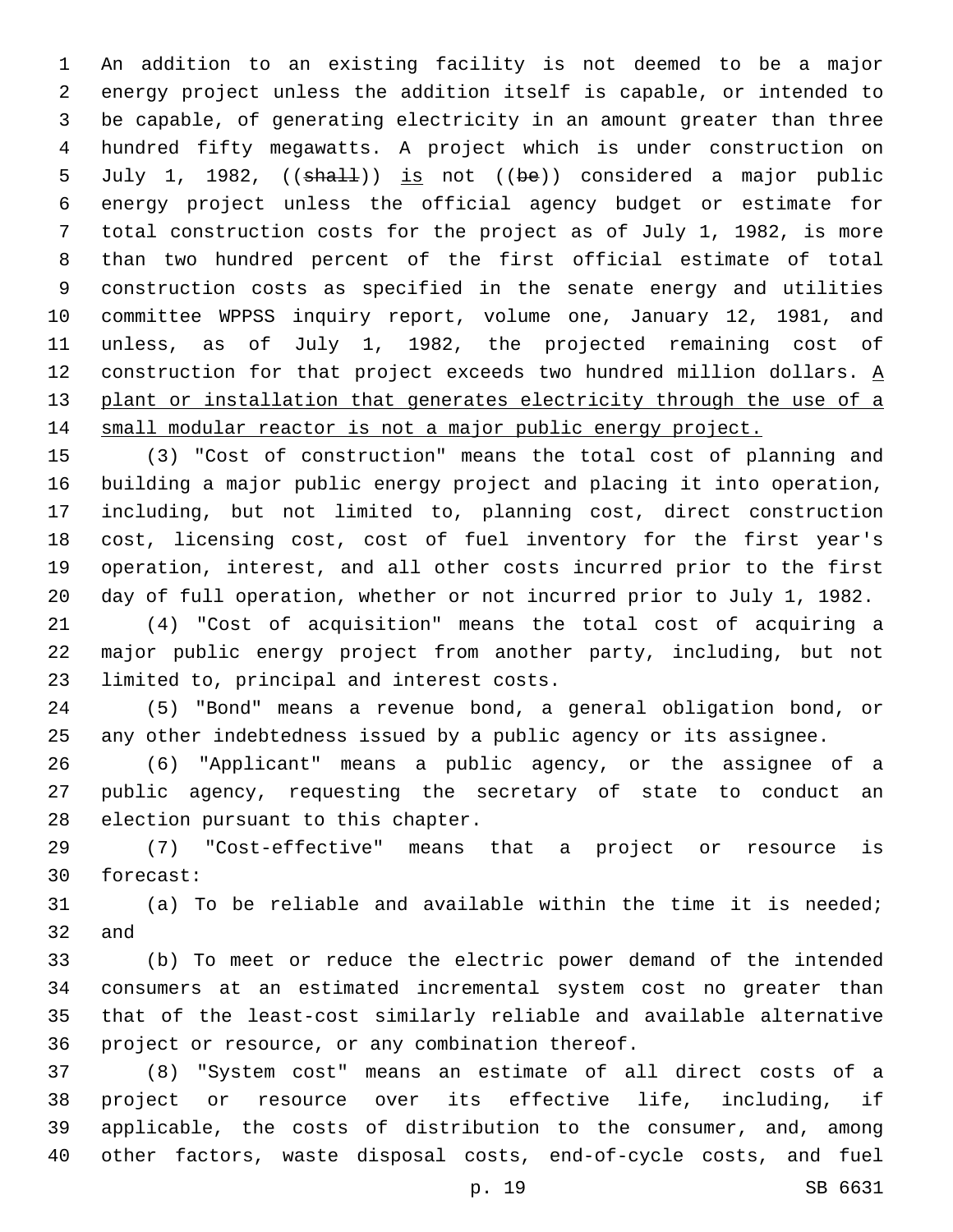An addition to an existing facility is not deemed to be a major energy project unless the addition itself is capable, or intended to be capable, of generating electricity in an amount greater than three hundred fifty megawatts. A project which is under construction on July 1, 1982, ((~~shall~~)) <u>is</u> not ((~~be~~)) considered a major public energy project unless the official agency budget or estimate for total construction costs for the project as of July 1, 1982, is more than two hundred percent of the first official estimate of total construction costs as specified in the senate energy and utilities committee WPPSS inquiry report, volume one, January 12, 1981, and unless, as of July 1, 1982, the projected remaining cost of construction for that project exceeds two hundred million dollars. <u>A plant or installation that generates electricity through the use of a small modular reactor is not a major public energy project.</u>

(3) "Cost of construction" means the total cost of planning and building a major public energy project and placing it into operation, including, but not limited to, planning cost, direct construction cost, licensing cost, cost of fuel inventory for the first year's operation, interest, and all other costs incurred prior to the first day of full operation, whether or not incurred prior to July 1, 1982.

(4) "Cost of acquisition" means the total cost of acquiring a major public energy project from another party, including, but not limited to, principal and interest costs.

(5) "Bond" means a revenue bond, a general obligation bond, or any other indebtedness issued by a public agency or its assignee.

(6) "Applicant" means a public agency, or the assignee of a public agency, requesting the secretary of state to conduct an election pursuant to this chapter.

(7) "Cost-effective" means that a project or resource is forecast:

(a) To be reliable and available within the time it is needed; and

(b) To meet or reduce the electric power demand of the intended consumers at an estimated incremental system cost no greater than that of the least-cost similarly reliable and available alternative project or resource, or any combination thereof.

(8) "System cost" means an estimate of all direct costs of a project or resource over its effective life, including, if applicable, the costs of distribution to the consumer, and, among other factors, waste disposal costs, end-of-cycle costs, and fuel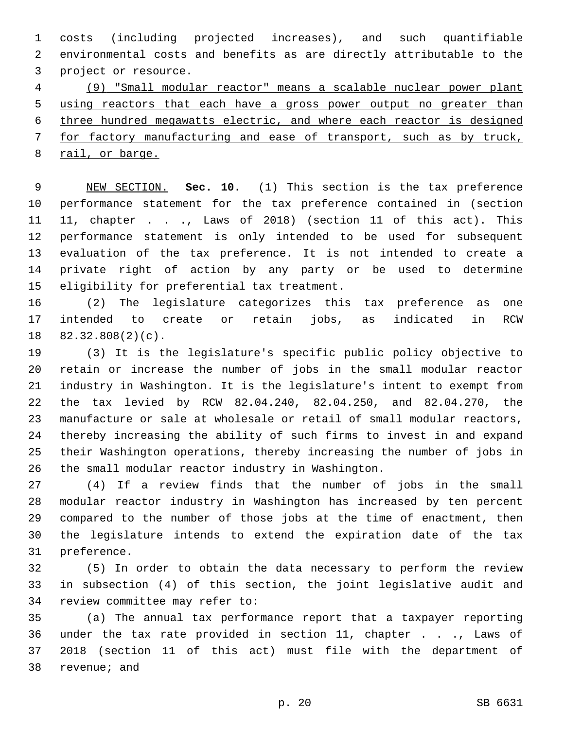costs (including projected increases), and such quantifiable environmental costs and benefits as are directly attributable to the project or resource.

(9) "Small modular reactor" means a scalable nuclear power plant using reactors that each have a gross power output no greater than three hundred megawatts electric, and where each reactor is designed for factory manufacturing and ease of transport, such as by truck, rail, or barge.

NEW SECTION. **Sec. 10.** (1) This section is the tax preference performance statement for the tax preference contained in (section 11, chapter . . ., Laws of 2018) (section 11 of this act). This performance statement is only intended to be used for subsequent evaluation of the tax preference. It is not intended to create a private right of action by any party or be used to determine eligibility for preferential tax treatment.

(2) The legislature categorizes this tax preference as one intended to create or retain jobs, as indicated in RCW 82.32.808(2)(c).

(3) It is the legislature's specific public policy objective to retain or increase the number of jobs in the small modular reactor industry in Washington. It is the legislature's intent to exempt from the tax levied by RCW 82.04.240, 82.04.250, and 82.04.270, the manufacture or sale at wholesale or retail of small modular reactors, thereby increasing the ability of such firms to invest in and expand their Washington operations, thereby increasing the number of jobs in the small modular reactor industry in Washington.

(4) If a review finds that the number of jobs in the small modular reactor industry in Washington has increased by ten percent compared to the number of those jobs at the time of enactment, then the legislature intends to extend the expiration date of the tax preference.

(5) In order to obtain the data necessary to perform the review in subsection (4) of this section, the joint legislative audit and review committee may refer to:

(a) The annual tax performance report that a taxpayer reporting under the tax rate provided in section 11, chapter . . ., Laws of 2018 (section 11 of this act) must file with the department of revenue; and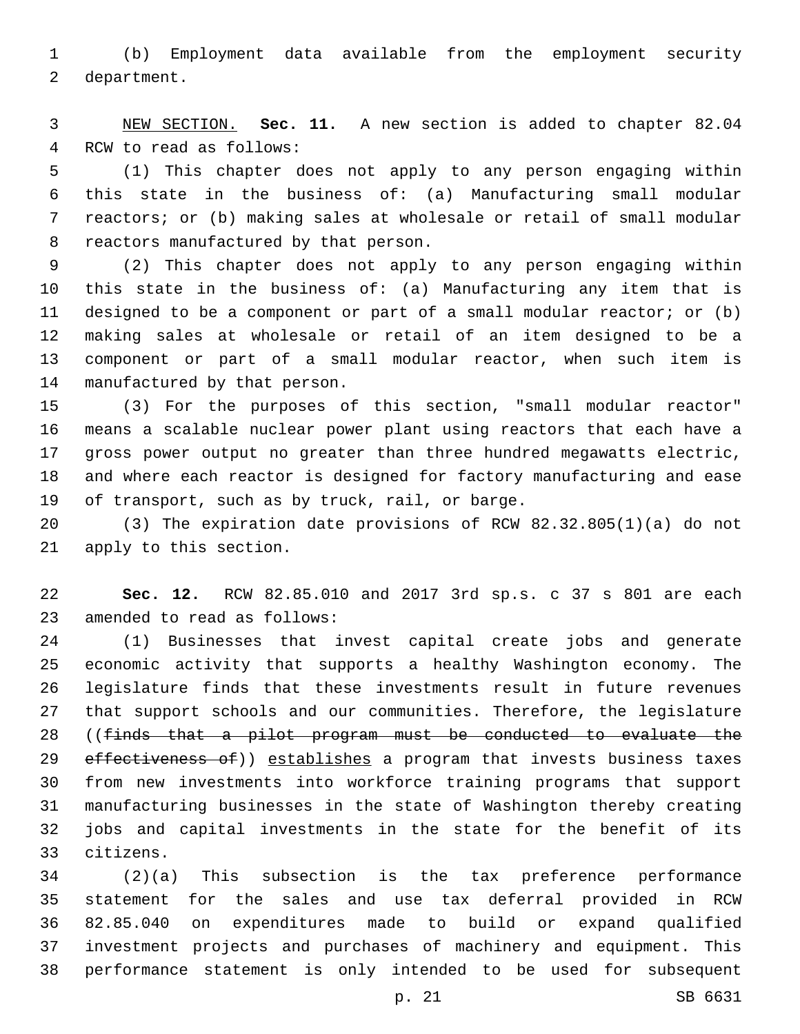(b) Employment data available from the employment security department.

NEW SECTION. **Sec. 11.** A new section is added to chapter 82.04 RCW to read as follows:

(1) This chapter does not apply to any person engaging within this state in the business of: (a) Manufacturing small modular reactors; or (b) making sales at wholesale or retail of small modular reactors manufactured by that person.

(2) This chapter does not apply to any person engaging within this state in the business of: (a) Manufacturing any item that is designed to be a component or part of a small modular reactor; or (b) making sales at wholesale or retail of an item designed to be a component or part of a small modular reactor, when such item is manufactured by that person.

(3) For the purposes of this section, "small modular reactor" means a scalable nuclear power plant using reactors that each have a gross power output no greater than three hundred megawatts electric, and where each reactor is designed for factory manufacturing and ease of transport, such as by truck, rail, or barge.

(3) The expiration date provisions of RCW 82.32.805(1)(a) do not apply to this section.

**Sec. 12.** RCW 82.85.010 and 2017 3rd sp.s. c 37 s 801 are each amended to read as follows:

(1) Businesses that invest capital create jobs and generate economic activity that supports a healthy Washington economy. The legislature finds that these investments result in future revenues that support schools and our communities. Therefore, the legislature ((~~finds that a pilot program must be conducted to evaluate the effectiveness of~~)) establishes a program that invests business taxes from new investments into workforce training programs that support manufacturing businesses in the state of Washington thereby creating jobs and capital investments in the state for the benefit of its citizens.

(2)(a) This subsection is the tax preference performance statement for the sales and use tax deferral provided in RCW 82.85.040 on expenditures made to build or expand qualified investment projects and purchases of machinery and equipment. This performance statement is only intended to be used for subsequent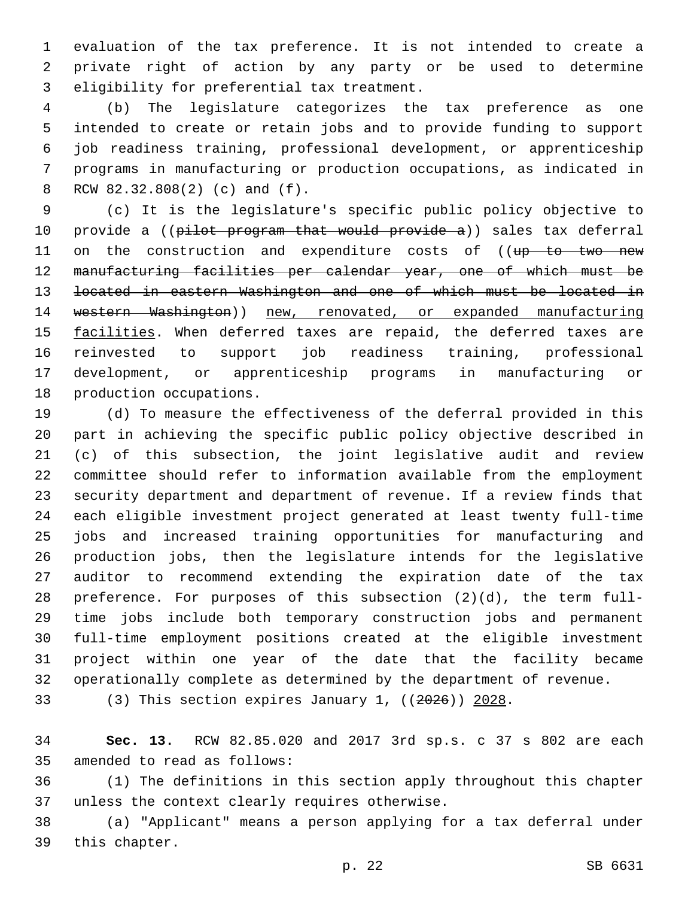evaluation of the tax preference. It is not intended to create a private right of action by any party or be used to determine eligibility for preferential tax treatment.

(b) The legislature categorizes the tax preference as one intended to create or retain jobs and to provide funding to support job readiness training, professional development, or apprenticeship programs in manufacturing or production occupations, as indicated in RCW 82.32.808(2) (c) and (f).

(c) It is the legislature's specific public policy objective to provide a ((~~pilot program that would provide a~~)) sales tax deferral on the construction and expenditure costs of ((~~up to two new manufacturing facilities per calendar year, one of which must be located in eastern Washington and one of which must be located in western Washington~~)) <u>new, renovated, or expanded manufacturing facilities</u>. When deferred taxes are repaid, the deferred taxes are reinvested to support job readiness training, professional development, or apprenticeship programs in manufacturing or production occupations.

(d) To measure the effectiveness of the deferral provided in this part in achieving the specific public policy objective described in (c) of this subsection, the joint legislative audit and review committee should refer to information available from the employment security department and department of revenue. If a review finds that each eligible investment project generated at least twenty full-time jobs and increased training opportunities for manufacturing and production jobs, then the legislature intends for the legislative auditor to recommend extending the expiration date of the tax preference. For purposes of this subsection (2)(d), the term full-time jobs include both temporary construction jobs and permanent full-time employment positions created at the eligible investment project within one year of the date that the facility became operationally complete as determined by the department of revenue.

(3) This section expires January 1, ((~~2026~~)) <u>2028</u>.

**Sec. 13.** RCW 82.85.020 and 2017 3rd sp.s. c 37 s 802 are each amended to read as follows:

(1) The definitions in this section apply throughout this chapter unless the context clearly requires otherwise.

(a) "Applicant" means a person applying for a tax deferral under this chapter.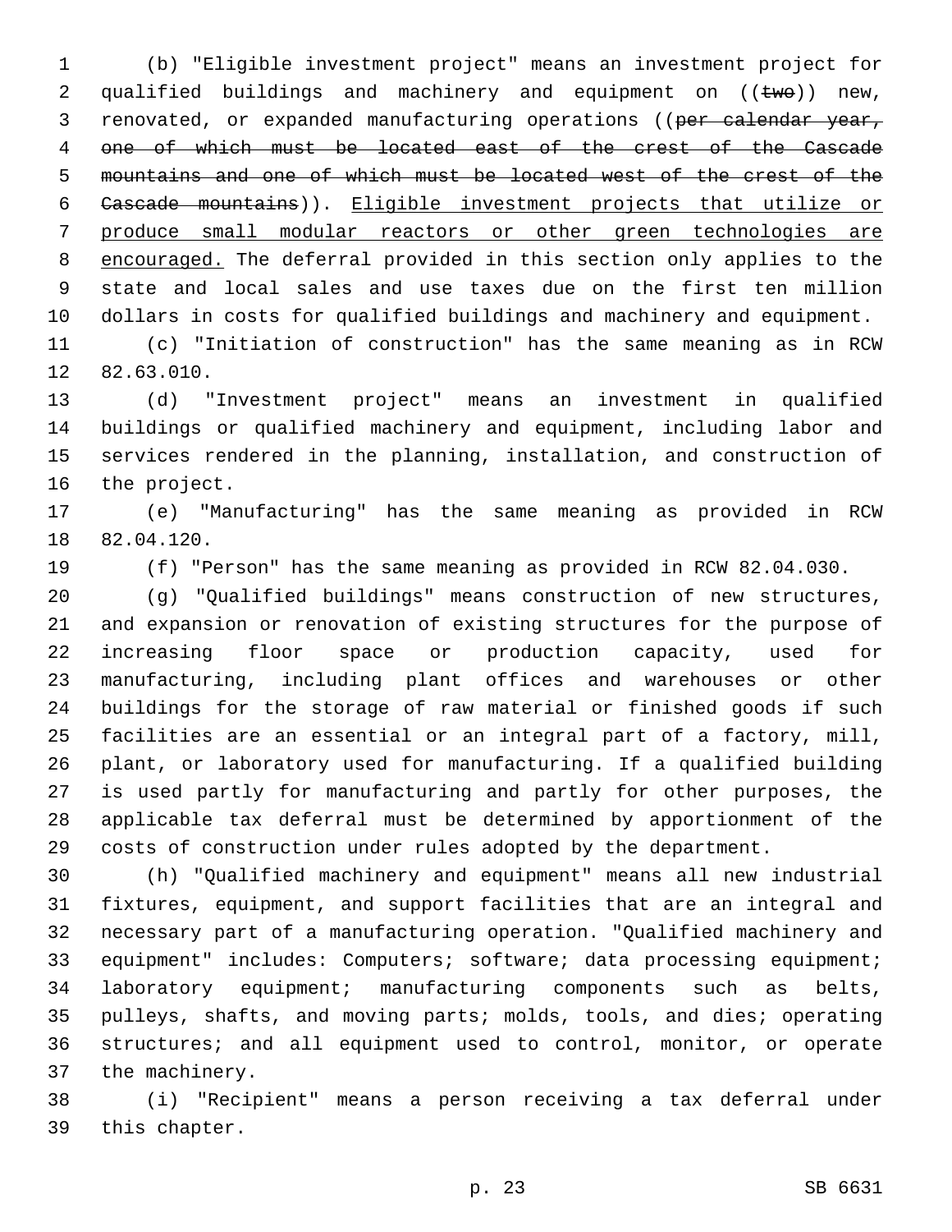(b) "Eligible investment project" means an investment project for qualified buildings and machinery and equipment on ((~~two~~)) new, renovated, or expanded manufacturing operations ((~~per calendar year, one of which must be located east of the crest of the Cascade mountains and one of which must be located west of the crest of the Cascade mountains~~)). <u>Eligible investment projects that utilize or produce small modular reactors or other green technologies are encouraged.</u> The deferral provided in this section only applies to the state and local sales and use taxes due on the first ten million dollars in costs for qualified buildings and machinery and equipment.

(c) "Initiation of construction" has the same meaning as in RCW 82.63.010.

(d) "Investment project" means an investment in qualified buildings or qualified machinery and equipment, including labor and services rendered in the planning, installation, and construction of the project.

(e) "Manufacturing" has the same meaning as provided in RCW 82.04.120.

(f) "Person" has the same meaning as provided in RCW 82.04.030.

(g) "Qualified buildings" means construction of new structures, and expansion or renovation of existing structures for the purpose of increasing floor space or production capacity, used for manufacturing, including plant offices and warehouses or other buildings for the storage of raw material or finished goods if such facilities are an essential or an integral part of a factory, mill, plant, or laboratory used for manufacturing. If a qualified building is used partly for manufacturing and partly for other purposes, the applicable tax deferral must be determined by apportionment of the costs of construction under rules adopted by the department.

(h) "Qualified machinery and equipment" means all new industrial fixtures, equipment, and support facilities that are an integral and necessary part of a manufacturing operation. "Qualified machinery and equipment" includes: Computers; software; data processing equipment; laboratory equipment; manufacturing components such as belts, pulleys, shafts, and moving parts; molds, tools, and dies; operating structures; and all equipment used to control, monitor, or operate the machinery.

(i) "Recipient" means a person receiving a tax deferral under this chapter.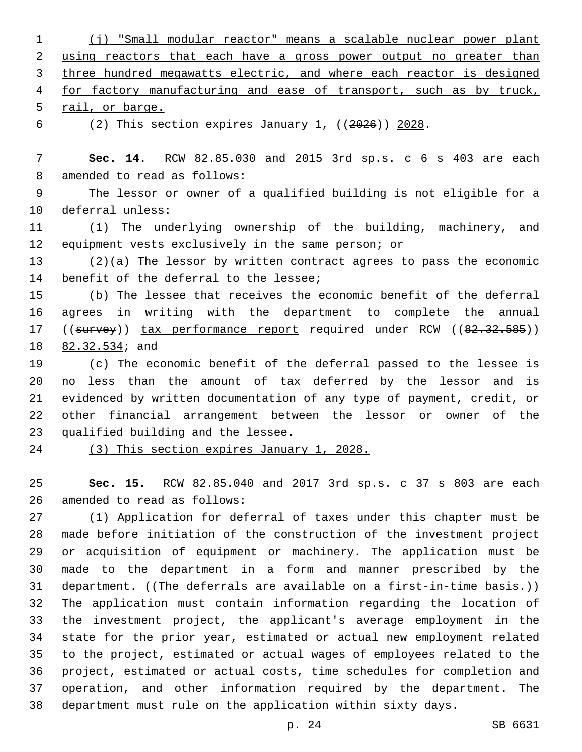(j) "Small modular reactor" means a scalable nuclear power plant using reactors that each have a gross power output no greater than three hundred megawatts electric, and where each reactor is designed for factory manufacturing and ease of transport, such as by truck, rail, or barge.

(2) This section expires January 1, ((2026)) 2028.

**Sec. 14.** RCW 82.85.030 and 2015 3rd sp.s. c 6 s 403 are each amended to read as follows:

The lessor or owner of a qualified building is not eligible for a deferral unless:

(1) The underlying ownership of the building, machinery, and equipment vests exclusively in the same person; or

(2)(a) The lessor by written contract agrees to pass the economic benefit of the deferral to the lessee;

(b) The lessee that receives the economic benefit of the deferral agrees in writing with the department to complete the annual ((survey)) tax performance report required under RCW ((82.32.585)) 82.32.534; and

(c) The economic benefit of the deferral passed to the lessee is no less than the amount of tax deferred by the lessor and is evidenced by written documentation of any type of payment, credit, or other financial arrangement between the lessor or owner of the qualified building and the lessee.

(3) This section expires January 1, 2028.

**Sec. 15.** RCW 82.85.040 and 2017 3rd sp.s. c 37 s 803 are each amended to read as follows:

(1) Application for deferral of taxes under this chapter must be made before initiation of the construction of the investment project or acquisition of equipment or machinery. The application must be made to the department in a form and manner prescribed by the department. ((The deferrals are available on a first-in-time basis.)) The application must contain information regarding the location of the investment project, the applicant's average employment in the state for the prior year, estimated or actual new employment related to the project, estimated or actual wages of employees related to the project, estimated or actual costs, time schedules for completion and operation, and other information required by the department. The department must rule on the application within sixty days.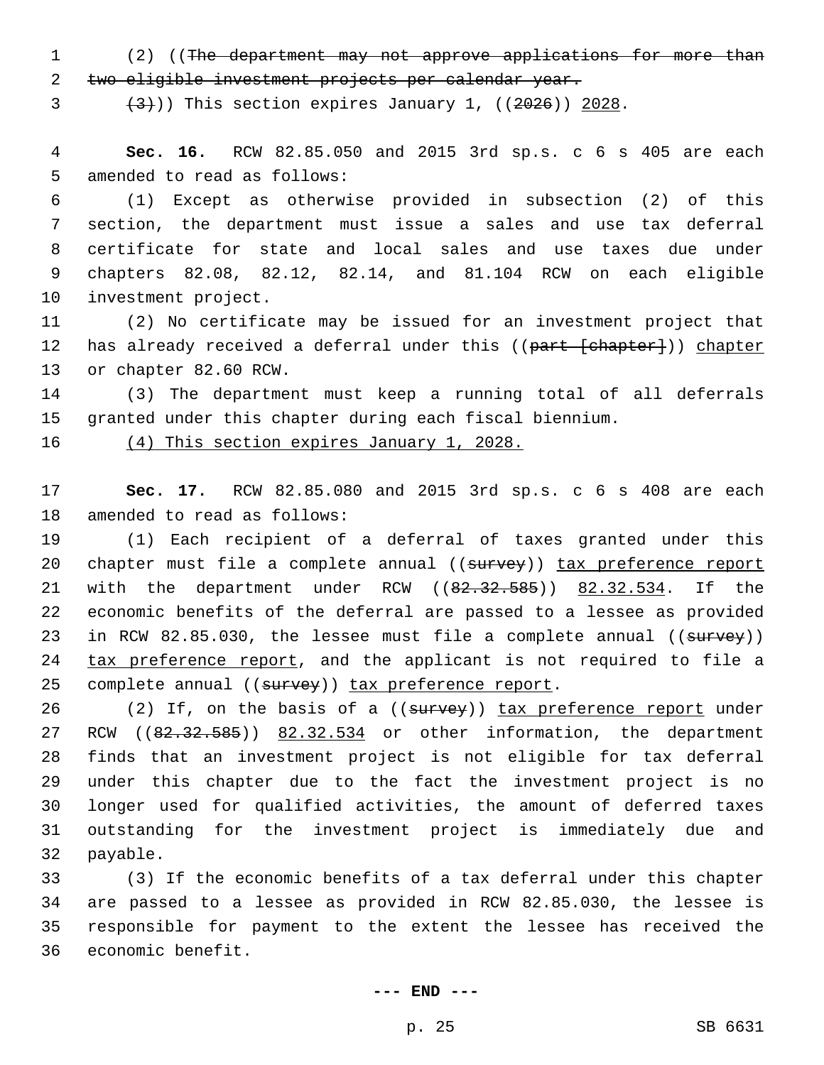(2) ((~~The department may not approve applications for more than two eligible investment projects per calendar year.~~

~~(3)~~)) This section expires January 1, ((~~2026~~)) <u>2028</u>.

**Sec. 16.** RCW 82.85.050 and 2015 3rd sp.s. c 6 s 405 are each amended to read as follows:

(1) Except as otherwise provided in subsection (2) of this section, the department must issue a sales and use tax deferral certificate for state and local sales and use taxes due under chapters 82.08, 82.12, 82.14, and 81.104 RCW on each eligible investment project.

(2) No certificate may be issued for an investment project that has already received a deferral under this ((~~part [chapter]~~)) <u>chapter</u> or chapter 82.60 RCW.

(3) The department must keep a running total of all deferrals granted under this chapter during each fiscal biennium.

<u>(4) This section expires January 1, 2028.</u>

**Sec. 17.** RCW 82.85.080 and 2015 3rd sp.s. c 6 s 408 are each amended to read as follows:

(1) Each recipient of a deferral of taxes granted under this chapter must file a complete annual ((~~survey~~)) <u>tax preference report</u> with the department under RCW ((~~82.32.585~~)) <u>82.32.534</u>. If the economic benefits of the deferral are passed to a lessee as provided in RCW 82.85.030, the lessee must file a complete annual ((~~survey~~)) <u>tax preference report</u>, and the applicant is not required to file a complete annual ((~~survey~~)) <u>tax preference report</u>.

(2) If, on the basis of a ((~~survey~~)) <u>tax preference report</u> under RCW ((~~82.32.585~~)) <u>82.32.534</u> or other information, the department finds that an investment project is not eligible for tax deferral under this chapter due to the fact the investment project is no longer used for qualified activities, the amount of deferred taxes outstanding for the investment project is immediately due and payable.

(3) If the economic benefits of a tax deferral under this chapter are passed to a lessee as provided in RCW 82.85.030, the lessee is responsible for payment to the extent the lessee has received the economic benefit.

**--- END ---**